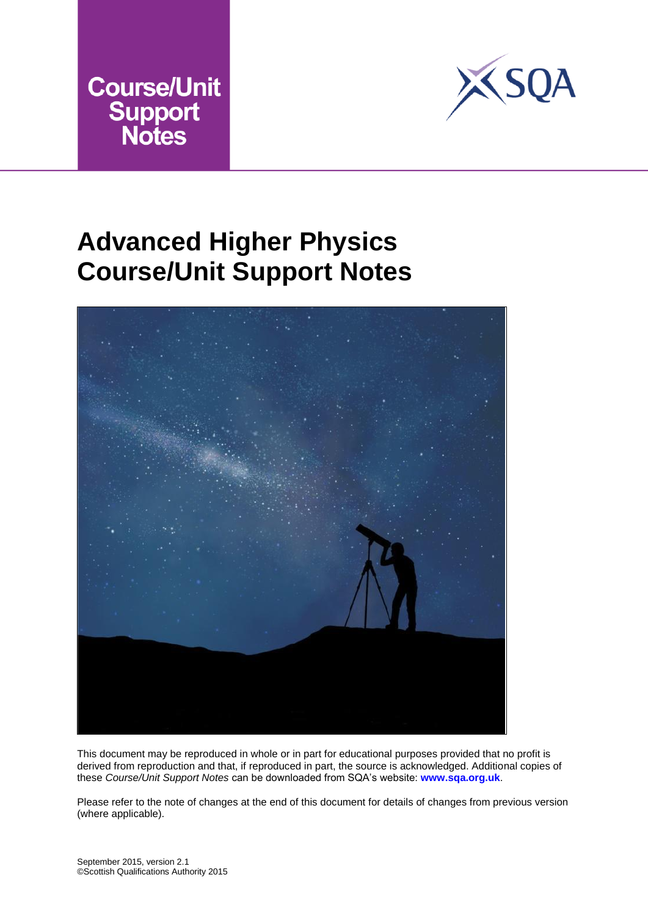Course/Unit Support Notes

# Advanced Higher Physics Course/Unit Support Notes

This document may be reproduced in whole or in part for educational purposes provided that no profit is derived from reproduction and that, if reproduced in part, the source is acknowledged. Additional copies of these *Course/Unit Support Notes* can be downloaded from SQA's website: **www.sqa.org.uk**.

Please refer to the note of changes at the end of this document for details of changes from previous version (where applicable).

September 2015, version 2.1
©Scottish Qualifications Authority 2015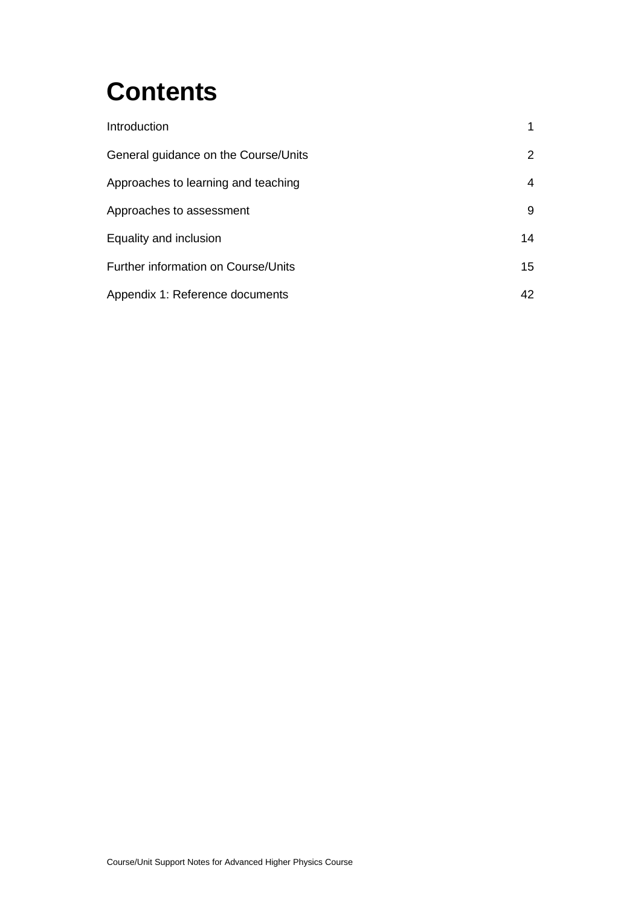# Contents

| | |
|---|---|
| Introduction | 1 |
| General guidance on the Course/Units | 2 |
| Approaches to learning and teaching | 4 |
| Approaches to assessment | 9 |
| Equality and inclusion | 14 |
| Further information on Course/Units | 15 |
| Appendix 1: Reference documents | 42 |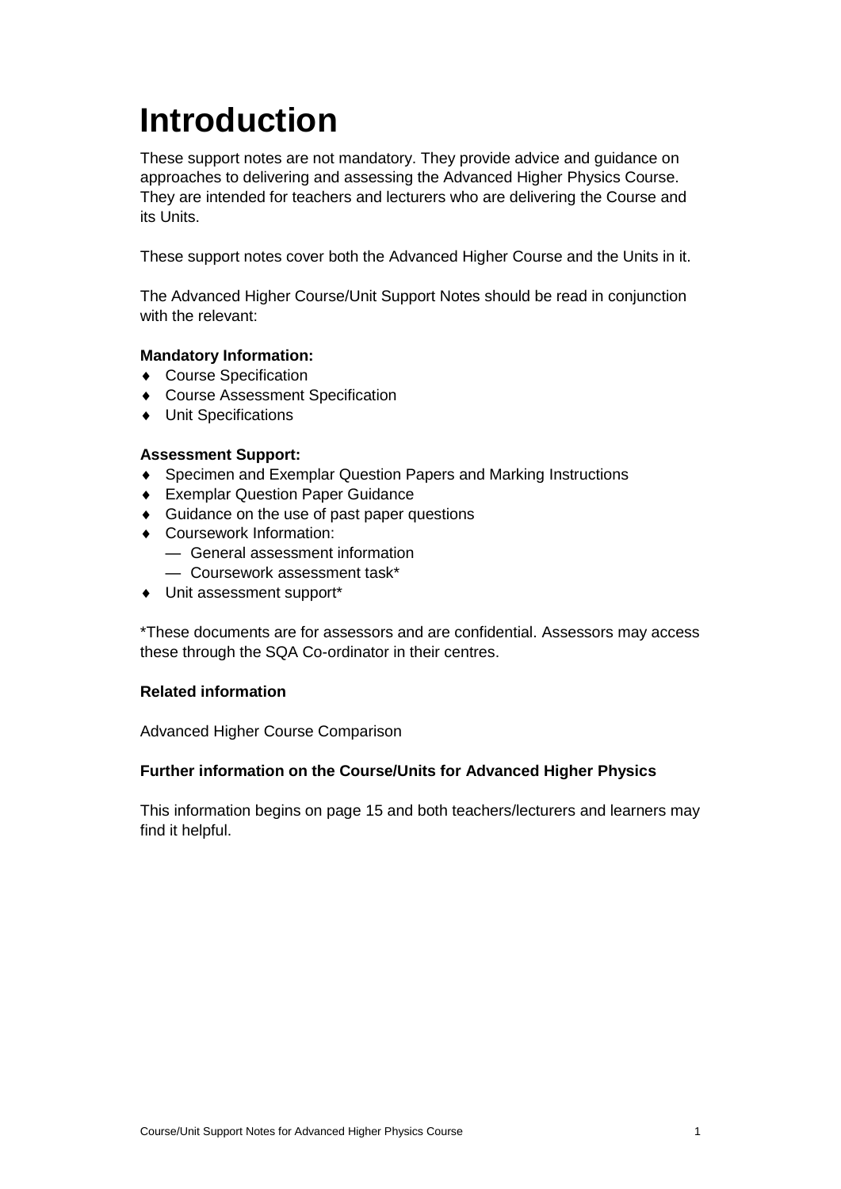# Introduction

These support notes are not mandatory. They provide advice and guidance on approaches to delivering and assessing the Advanced Higher Physics Course. They are intended for teachers and lecturers who are delivering the Course and its Units.

These support notes cover both the Advanced Higher Course and the Units in it.

The Advanced Higher Course/Unit Support Notes should be read in conjunction with the relevant:

**Mandatory Information:**

- Course Specification
- Course Assessment Specification
- Unit Specifications

**Assessment Support:**

- Specimen and Exemplar Question Papers and Marking Instructions
- Exemplar Question Paper Guidance
- Guidance on the use of past paper questions
- Coursework Information:
  - General assessment information
  - Coursework assessment task*
- Unit assessment support*

*These documents are for assessors and are confidential. Assessors may access these through the SQA Co-ordinator in their centres.

**Related information**

Advanced Higher Course Comparison

**Further information on the Course/Units for Advanced Higher Physics**

This information begins on page 15 and both teachers/lecturers and learners may find it helpful.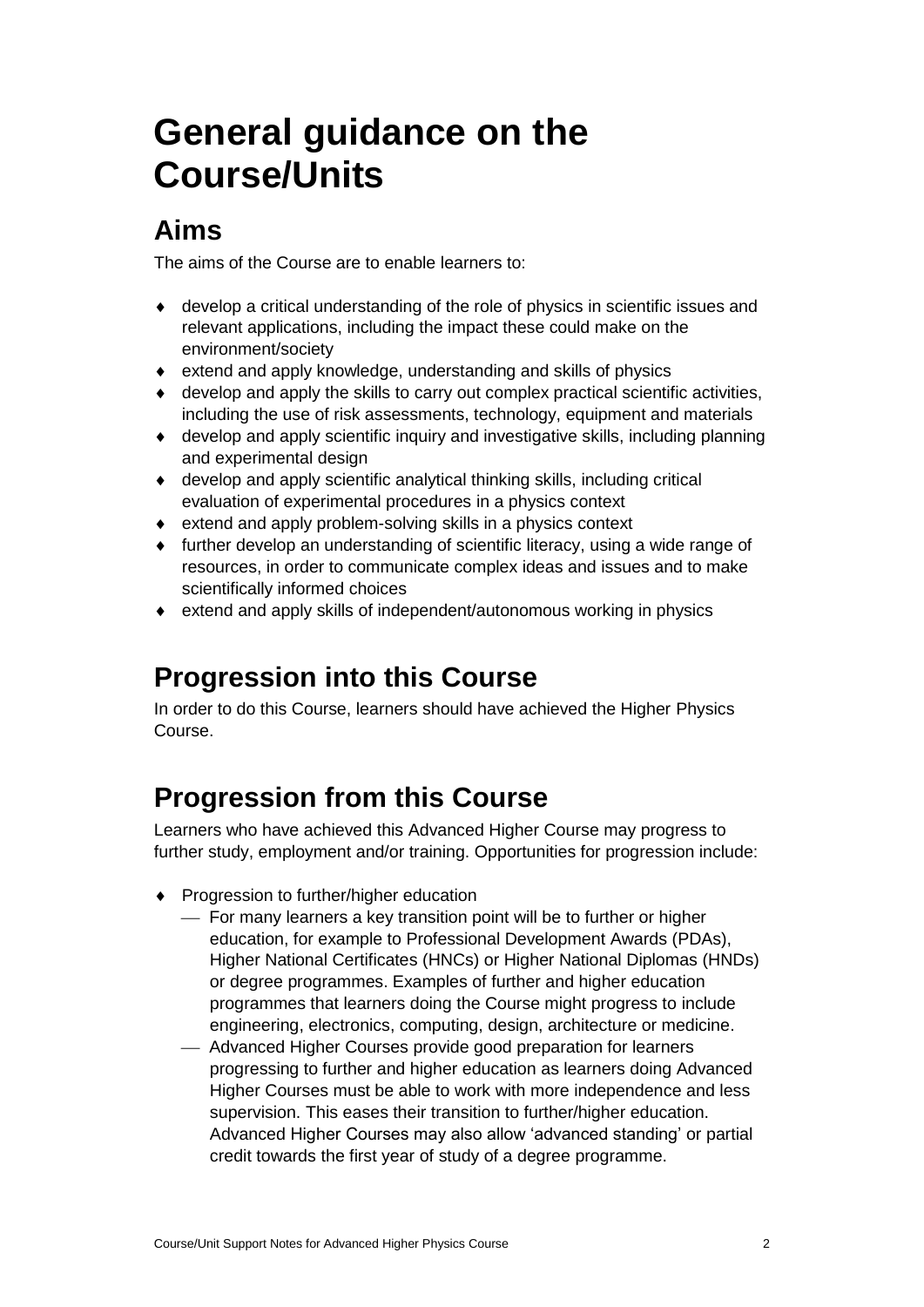# General guidance on the Course/Units

## Aims

The aims of the Course are to enable learners to:

- develop a critical understanding of the role of physics in scientific issues and relevant applications, including the impact these could make on the environment/society
- extend and apply knowledge, understanding and skills of physics
- develop and apply the skills to carry out complex practical scientific activities, including the use of risk assessments, technology, equipment and materials
- develop and apply scientific inquiry and investigative skills, including planning and experimental design
- develop and apply scientific analytical thinking skills, including critical evaluation of experimental procedures in a physics context
- extend and apply problem-solving skills in a physics context
- further develop an understanding of scientific literacy, using a wide range of resources, in order to communicate complex ideas and issues and to make scientifically informed choices
- extend and apply skills of independent/autonomous working in physics

## Progression into this Course

In order to do this Course, learners should have achieved the Higher Physics Course.

## Progression from this Course

Learners who have achieved this Advanced Higher Course may progress to further study, employment and/or training. Opportunities for progression include:

- Progression to further/higher education
  - For many learners a key transition point will be to further or higher education, for example to Professional Development Awards (PDAs), Higher National Certificates (HNCs) or Higher National Diplomas (HNDs) or degree programmes. Examples of further and higher education programmes that learners doing the Course might progress to include engineering, electronics, computing, design, architecture or medicine.
  - Advanced Higher Courses provide good preparation for learners progressing to further and higher education as learners doing Advanced Higher Courses must be able to work with more independence and less supervision. This eases their transition to further/higher education. Advanced Higher Courses may also allow 'advanced standing' or partial credit towards the first year of study of a degree programme.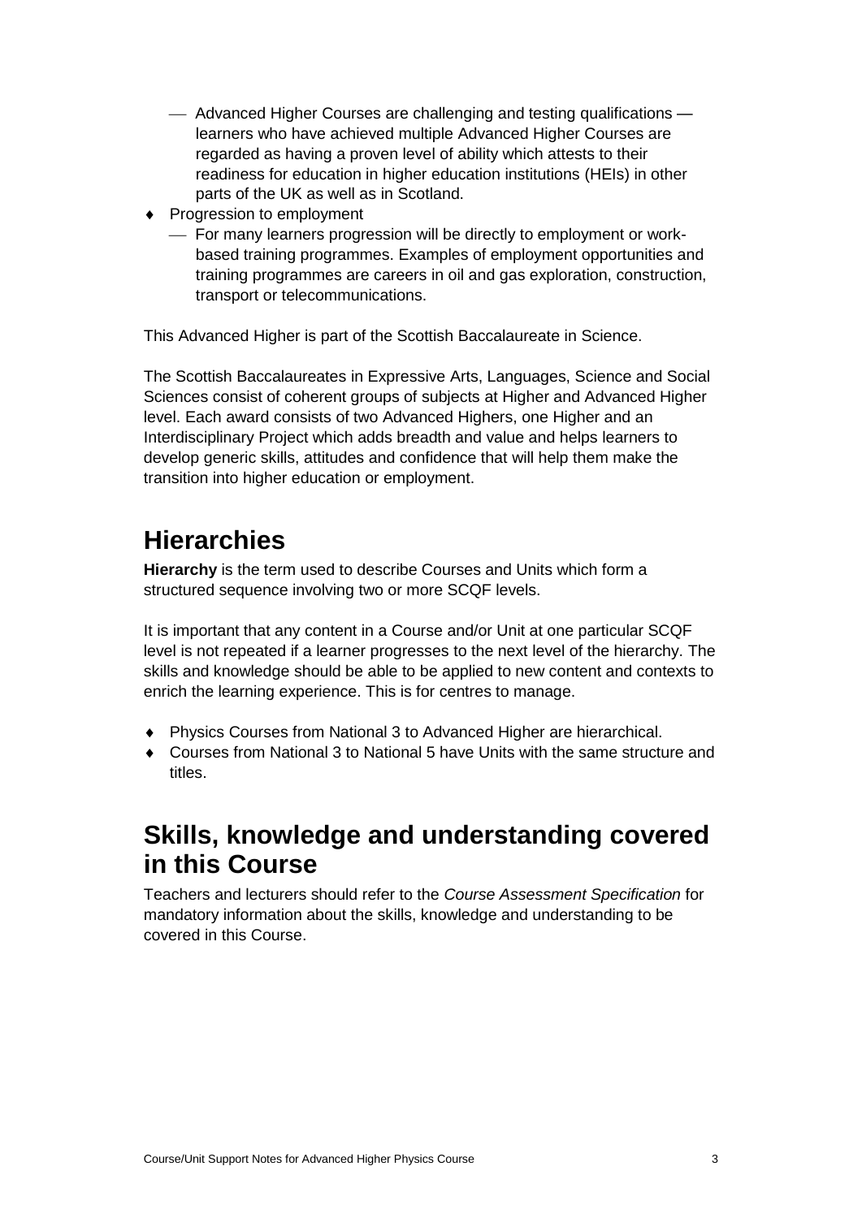- Advanced Higher Courses are challenging and testing qualifications — learners who have achieved multiple Advanced Higher Courses are regarded as having a proven level of ability which attests to their readiness for education in higher education institutions (HEIs) in other parts of the UK as well as in Scotland.
- Progression to employment
  - For many learners progression will be directly to employment or work-based training programmes. Examples of employment opportunities and training programmes are careers in oil and gas exploration, construction, transport or telecommunications.

This Advanced Higher is part of the Scottish Baccalaureate in Science.

The Scottish Baccalaureates in Expressive Arts, Languages, Science and Social Sciences consist of coherent groups of subjects at Higher and Advanced Higher level. Each award consists of two Advanced Highers, one Higher and an Interdisciplinary Project which adds breadth and value and helps learners to develop generic skills, attitudes and confidence that will help them make the transition into higher education or employment.

## Hierarchies

**Hierarchy** is the term used to describe Courses and Units which form a structured sequence involving two or more SCQF levels.

It is important that any content in a Course and/or Unit at one particular SCQF level is not repeated if a learner progresses to the next level of the hierarchy. The skills and knowledge should be able to be applied to new content and contexts to enrich the learning experience. This is for centres to manage.

- Physics Courses from National 3 to Advanced Higher are hierarchical.
- Courses from National 3 to National 5 have Units with the same structure and titles.

## Skills, knowledge and understanding covered in this Course

Teachers and lecturers should refer to the *Course Assessment Specification* for mandatory information about the skills, knowledge and understanding to be covered in this Course.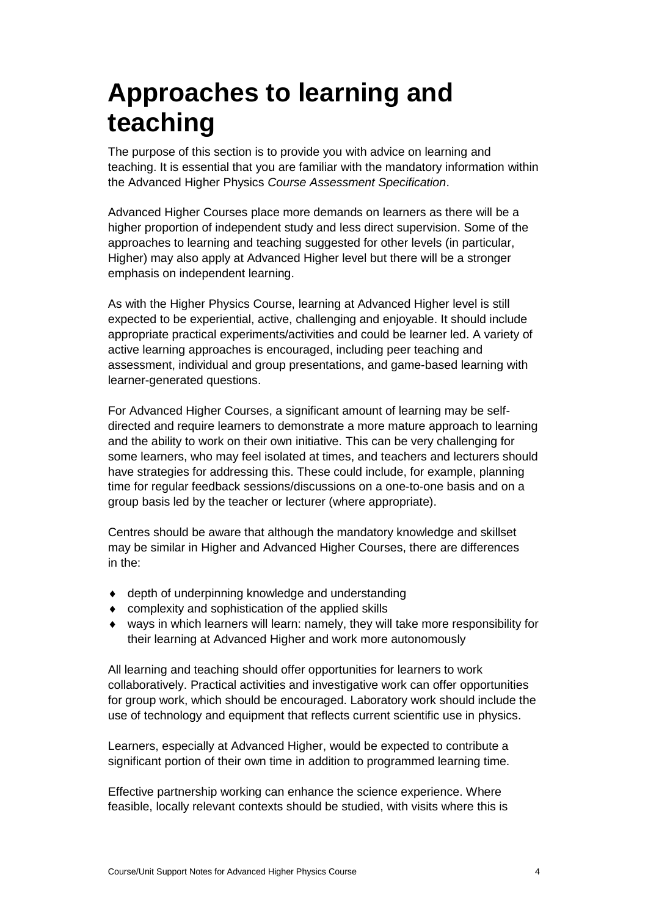# Approaches to learning and teaching

The purpose of this section is to provide you with advice on learning and teaching. It is essential that you are familiar with the mandatory information within the Advanced Higher Physics *Course Assessment Specification*.

Advanced Higher Courses place more demands on learners as there will be a higher proportion of independent study and less direct supervision. Some of the approaches to learning and teaching suggested for other levels (in particular, Higher) may also apply at Advanced Higher level but there will be a stronger emphasis on independent learning.

As with the Higher Physics Course, learning at Advanced Higher level is still expected to be experiential, active, challenging and enjoyable. It should include appropriate practical experiments/activities and could be learner led. A variety of active learning approaches is encouraged, including peer teaching and assessment, individual and group presentations, and game-based learning with learner-generated questions.

For Advanced Higher Courses, a significant amount of learning may be self-directed and require learners to demonstrate a more mature approach to learning and the ability to work on their own initiative. This can be very challenging for some learners, who may feel isolated at times, and teachers and lecturers should have strategies for addressing this. These could include, for example, planning time for regular feedback sessions/discussions on a one-to-one basis and on a group basis led by the teacher or lecturer (where appropriate).

Centres should be aware that although the mandatory knowledge and skillset may be similar in Higher and Advanced Higher Courses, there are differences in the:

- depth of underpinning knowledge and understanding
- complexity and sophistication of the applied skills
- ways in which learners will learn: namely, they will take more responsibility for their learning at Advanced Higher and work more autonomously

All learning and teaching should offer opportunities for learners to work collaboratively. Practical activities and investigative work can offer opportunities for group work, which should be encouraged. Laboratory work should include the use of technology and equipment that reflects current scientific use in physics.

Learners, especially at Advanced Higher, would be expected to contribute a significant portion of their own time in addition to programmed learning time.

Effective partnership working can enhance the science experience. Where feasible, locally relevant contexts should be studied, with visits where this is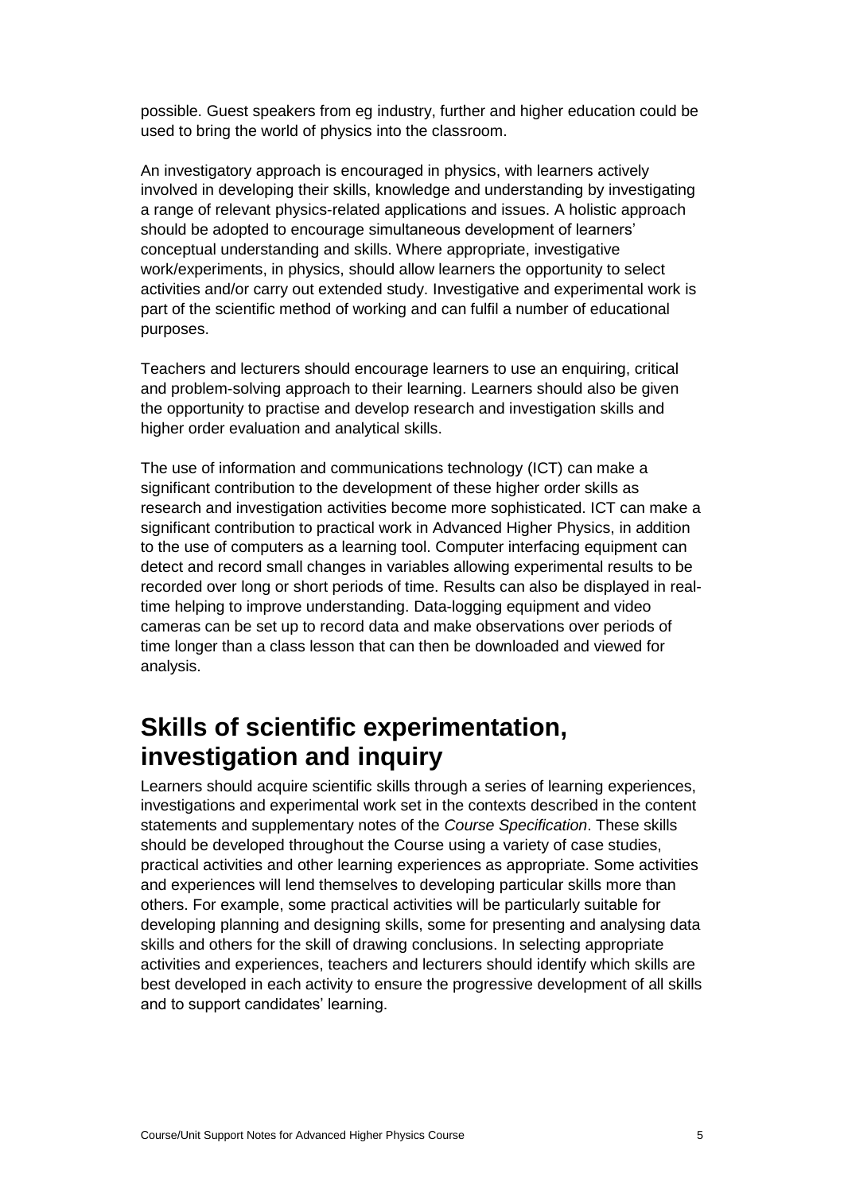possible. Guest speakers from eg industry, further and higher education could be used to bring the world of physics into the classroom.

An investigatory approach is encouraged in physics, with learners actively involved in developing their skills, knowledge and understanding by investigating a range of relevant physics-related applications and issues. A holistic approach should be adopted to encourage simultaneous development of learners' conceptual understanding and skills. Where appropriate, investigative work/experiments, in physics, should allow learners the opportunity to select activities and/or carry out extended study. Investigative and experimental work is part of the scientific method of working and can fulfil a number of educational purposes.

Teachers and lecturers should encourage learners to use an enquiring, critical and problem-solving approach to their learning. Learners should also be given the opportunity to practise and develop research and investigation skills and higher order evaluation and analytical skills.

The use of information and communications technology (ICT) can make a significant contribution to the development of these higher order skills as research and investigation activities become more sophisticated. ICT can make a significant contribution to practical work in Advanced Higher Physics, in addition to the use of computers as a learning tool. Computer interfacing equipment can detect and record small changes in variables allowing experimental results to be recorded over long or short periods of time. Results can also be displayed in real-time helping to improve understanding. Data-logging equipment and video cameras can be set up to record data and make observations over periods of time longer than a class lesson that can then be downloaded and viewed for analysis.

# Skills of scientific experimentation, investigation and inquiry

Learners should acquire scientific skills through a series of learning experiences, investigations and experimental work set in the contexts described in the content statements and supplementary notes of the *Course Specification*. These skills should be developed throughout the Course using a variety of case studies, practical activities and other learning experiences as appropriate. Some activities and experiences will lend themselves to developing particular skills more than others. For example, some practical activities will be particularly suitable for developing planning and designing skills, some for presenting and analysing data skills and others for the skill of drawing conclusions. In selecting appropriate activities and experiences, teachers and lecturers should identify which skills are best developed in each activity to ensure the progressive development of all skills and to support candidates' learning.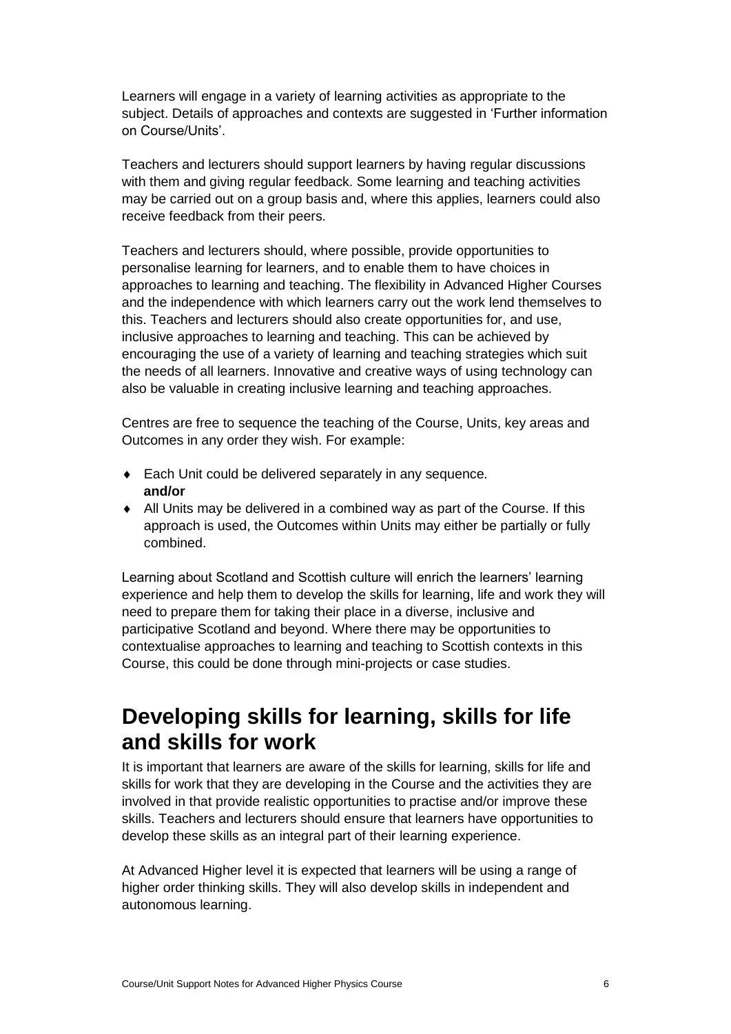Learners will engage in a variety of learning activities as appropriate to the subject. Details of approaches and contexts are suggested in 'Further information on Course/Units'.

Teachers and lecturers should support learners by having regular discussions with them and giving regular feedback. Some learning and teaching activities may be carried out on a group basis and, where this applies, learners could also receive feedback from their peers.

Teachers and lecturers should, where possible, provide opportunities to personalise learning for learners, and to enable them to have choices in approaches to learning and teaching. The flexibility in Advanced Higher Courses and the independence with which learners carry out the work lend themselves to this. Teachers and lecturers should also create opportunities for, and use, inclusive approaches to learning and teaching. This can be achieved by encouraging the use of a variety of learning and teaching strategies which suit the needs of all learners. Innovative and creative ways of using technology can also be valuable in creating inclusive learning and teaching approaches.

Centres are free to sequence the teaching of the Course, Units, key areas and Outcomes in any order they wish. For example:

- Each Unit could be delivered separately in any sequence.
  **and/or**
- All Units may be delivered in a combined way as part of the Course. If this approach is used, the Outcomes within Units may either be partially or fully combined.

Learning about Scotland and Scottish culture will enrich the learners' learning experience and help them to develop the skills for learning, life and work they will need to prepare them for taking their place in a diverse, inclusive and participative Scotland and beyond. Where there may be opportunities to contextualise approaches to learning and teaching to Scottish contexts in this Course, this could be done through mini-projects or case studies.

## Developing skills for learning, skills for life and skills for work

It is important that learners are aware of the skills for learning, skills for life and skills for work that they are developing in the Course and the activities they are involved in that provide realistic opportunities to practise and/or improve these skills. Teachers and lecturers should ensure that learners have opportunities to develop these skills as an integral part of their learning experience.

At Advanced Higher level it is expected that learners will be using a range of higher order thinking skills. They will also develop skills in independent and autonomous learning.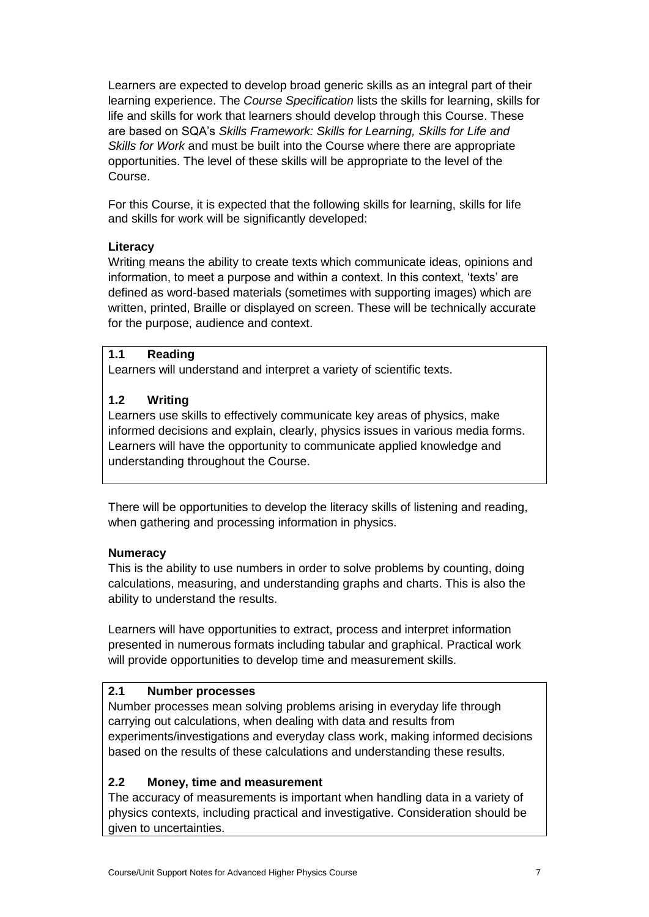Learners are expected to develop broad generic skills as an integral part of their learning experience. The *Course Specification* lists the skills for learning, skills for life and skills for work that learners should develop through this Course. These are based on SQA's *Skills Framework: Skills for Learning, Skills for Life and Skills for Work* and must be built into the Course where there are appropriate opportunities. The level of these skills will be appropriate to the level of the Course.

For this Course, it is expected that the following skills for learning, skills for life and skills for work will be significantly developed:

**Literacy**

Writing means the ability to create texts which communicate ideas, opinions and information, to meet a purpose and within a context. In this context, 'texts' are defined as word-based materials (sometimes with supporting images) which are written, printed, Braille or displayed on screen. These will be technically accurate for the purpose, audience and context.

**1.1 Reading**

Learners will understand and interpret a variety of scientific texts.

**1.2 Writing**

Learners use skills to effectively communicate key areas of physics, make informed decisions and explain, clearly, physics issues in various media forms. Learners will have the opportunity to communicate applied knowledge and understanding throughout the Course.

There will be opportunities to develop the literacy skills of listening and reading, when gathering and processing information in physics.

**Numeracy**

This is the ability to use numbers in order to solve problems by counting, doing calculations, measuring, and understanding graphs and charts. This is also the ability to understand the results.

Learners will have opportunities to extract, process and interpret information presented in numerous formats including tabular and graphical. Practical work will provide opportunities to develop time and measurement skills.

**2.1 Number processes**

Number processes mean solving problems arising in everyday life through carrying out calculations, when dealing with data and results from experiments/investigations and everyday class work, making informed decisions based on the results of these calculations and understanding these results.

**2.2 Money, time and measurement**

The accuracy of measurements is important when handling data in a variety of physics contexts, including practical and investigative. Consideration should be given to uncertainties.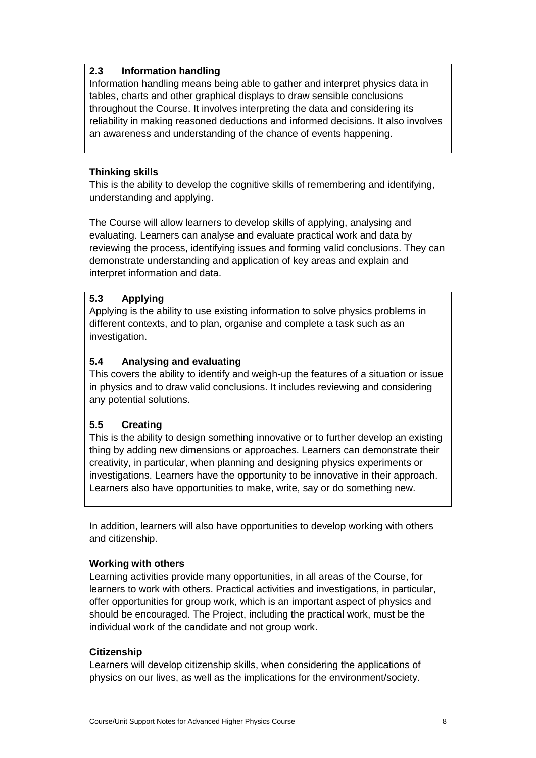**2.3 Information handling**

Information handling means being able to gather and interpret physics data in tables, charts and other graphical displays to draw sensible conclusions throughout the Course. It involves interpreting the data and considering its reliability in making reasoned deductions and informed decisions. It also involves an awareness and understanding of the chance of events happening.

**Thinking skills**

This is the ability to develop the cognitive skills of remembering and identifying, understanding and applying.

The Course will allow learners to develop skills of applying, analysing and evaluating. Learners can analyse and evaluate practical work and data by reviewing the process, identifying issues and forming valid conclusions. They can demonstrate understanding and application of key areas and explain and interpret information and data.

**5.3 Applying**

Applying is the ability to use existing information to solve physics problems in different contexts, and to plan, organise and complete a task such as an investigation.

**5.4 Analysing and evaluating**

This covers the ability to identify and weigh-up the features of a situation or issue in physics and to draw valid conclusions. It includes reviewing and considering any potential solutions.

**5.5 Creating**

This is the ability to design something innovative or to further develop an existing thing by adding new dimensions or approaches. Learners can demonstrate their creativity, in particular, when planning and designing physics experiments or investigations. Learners have the opportunity to be innovative in their approach. Learners also have opportunities to make, write, say or do something new.

In addition, learners will also have opportunities to develop working with others and citizenship.

**Working with others**

Learning activities provide many opportunities, in all areas of the Course, for learners to work with others. Practical activities and investigations, in particular, offer opportunities for group work, which is an important aspect of physics and should be encouraged. The Project, including the practical work, must be the individual work of the candidate and not group work.

**Citizenship**

Learners will develop citizenship skills, when considering the applications of physics on our lives, as well as the implications for the environment/society.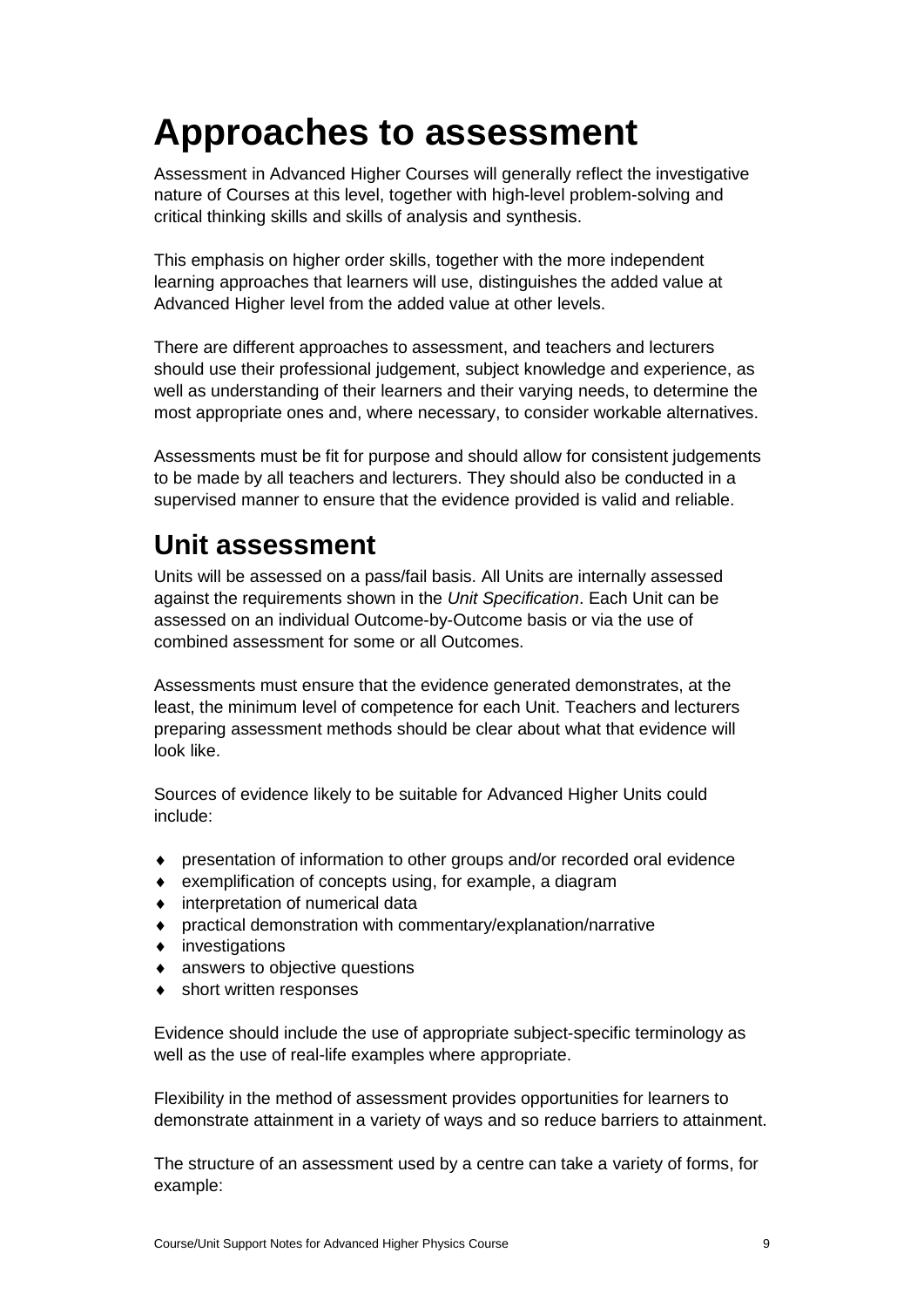# Approaches to assessment

Assessment in Advanced Higher Courses will generally reflect the investigative nature of Courses at this level, together with high-level problem-solving and critical thinking skills and skills of analysis and synthesis.

This emphasis on higher order skills, together with the more independent learning approaches that learners will use, distinguishes the added value at Advanced Higher level from the added value at other levels.

There are different approaches to assessment, and teachers and lecturers should use their professional judgement, subject knowledge and experience, as well as understanding of their learners and their varying needs, to determine the most appropriate ones and, where necessary, to consider workable alternatives.

Assessments must be fit for purpose and should allow for consistent judgements to be made by all teachers and lecturers. They should also be conducted in a supervised manner to ensure that the evidence provided is valid and reliable.

## Unit assessment

Units will be assessed on a pass/fail basis. All Units are internally assessed against the requirements shown in the *Unit Specification*. Each Unit can be assessed on an individual Outcome-by-Outcome basis or via the use of combined assessment for some or all Outcomes.

Assessments must ensure that the evidence generated demonstrates, at the least, the minimum level of competence for each Unit. Teachers and lecturers preparing assessment methods should be clear about what that evidence will look like.

Sources of evidence likely to be suitable for Advanced Higher Units could include:

- presentation of information to other groups and/or recorded oral evidence
- exemplification of concepts using, for example, a diagram
- interpretation of numerical data
- practical demonstration with commentary/explanation/narrative
- investigations
- answers to objective questions
- short written responses

Evidence should include the use of appropriate subject-specific terminology as well as the use of real-life examples where appropriate.

Flexibility in the method of assessment provides opportunities for learners to demonstrate attainment in a variety of ways and so reduce barriers to attainment.

The structure of an assessment used by a centre can take a variety of forms, for example: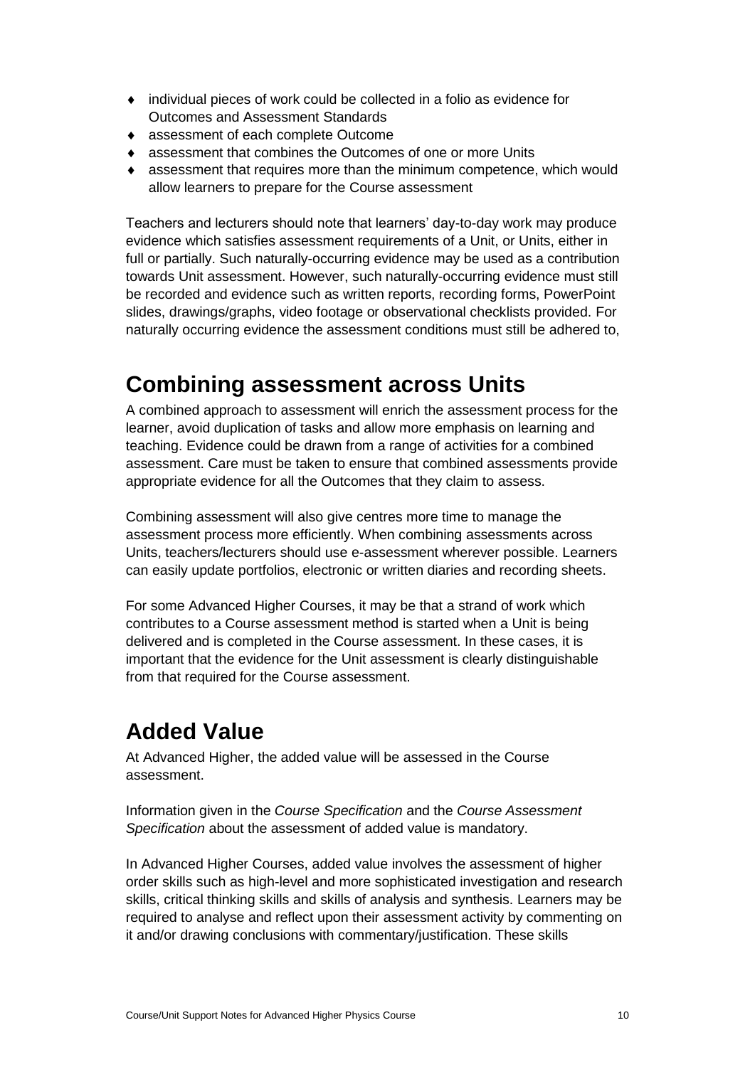- individual pieces of work could be collected in a folio as evidence for Outcomes and Assessment Standards
- assessment of each complete Outcome
- assessment that combines the Outcomes of one or more Units
- assessment that requires more than the minimum competence, which would allow learners to prepare for the Course assessment

Teachers and lecturers should note that learners' day-to-day work may produce evidence which satisfies assessment requirements of a Unit, or Units, either in full or partially. Such naturally-occurring evidence may be used as a contribution towards Unit assessment. However, such naturally-occurring evidence must still be recorded and evidence such as written reports, recording forms, PowerPoint slides, drawings/graphs, video footage or observational checklists provided. For naturally occurring evidence the assessment conditions must still be adhered to,

## Combining assessment across Units

A combined approach to assessment will enrich the assessment process for the learner, avoid duplication of tasks and allow more emphasis on learning and teaching. Evidence could be drawn from a range of activities for a combined assessment. Care must be taken to ensure that combined assessments provide appropriate evidence for all the Outcomes that they claim to assess.

Combining assessment will also give centres more time to manage the assessment process more efficiently. When combining assessments across Units, teachers/lecturers should use e-assessment wherever possible. Learners can easily update portfolios, electronic or written diaries and recording sheets.

For some Advanced Higher Courses, it may be that a strand of work which contributes to a Course assessment method is started when a Unit is being delivered and is completed in the Course assessment. In these cases, it is important that the evidence for the Unit assessment is clearly distinguishable from that required for the Course assessment.

## Added Value

At Advanced Higher, the added value will be assessed in the Course assessment.

Information given in the *Course Specification* and the *Course Assessment Specification* about the assessment of added value is mandatory.

In Advanced Higher Courses, added value involves the assessment of higher order skills such as high-level and more sophisticated investigation and research skills, critical thinking skills and skills of analysis and synthesis. Learners may be required to analyse and reflect upon their assessment activity by commenting on it and/or drawing conclusions with commentary/justification. These skills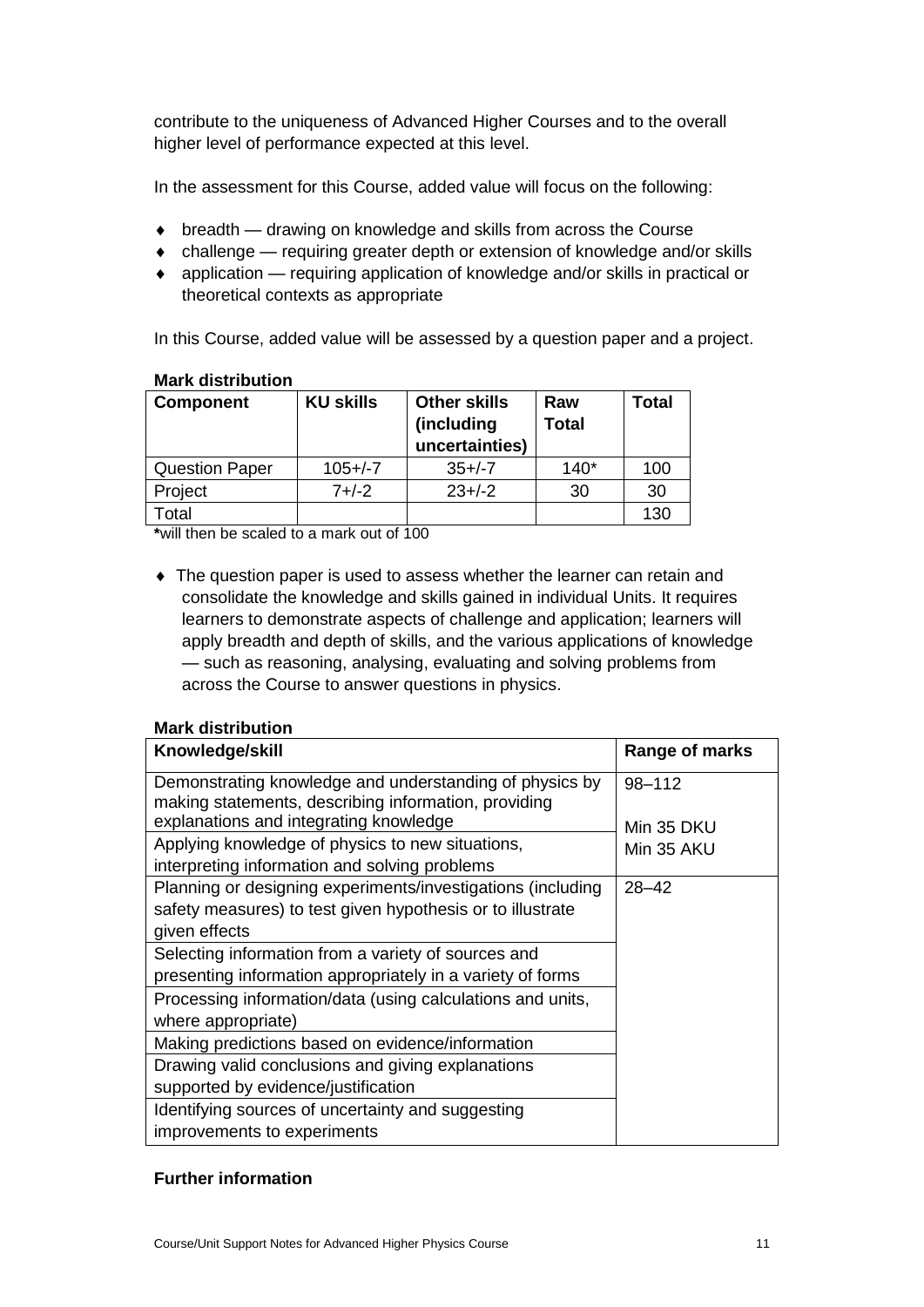contribute to the uniqueness of Advanced Higher Courses and to the overall higher level of performance expected at this level.

In the assessment for this Course, added value will focus on the following:

- breadth — drawing on knowledge and skills from across the Course
- challenge — requiring greater depth or extension of knowledge and/or skills
- application — requiring application of knowledge and/or skills in practical or theoretical contexts as appropriate

In this Course, added value will be assessed by a question paper and a project.

**Mark distribution**

| Component | KU skills | Other skills (including uncertainties) | Raw Total | Total |
|---|---|---|---|---|
| Question Paper | 105+/-7 | 35+/-7 | 140* | 100 |
| Project | 7+/-2 | 23+/-2 | 30 | 30 |
| Total | | | | 130 |

**\***will then be scaled to a mark out of 100

- The question paper is used to assess whether the learner can retain and consolidate the knowledge and skills gained in individual Units. It requires learners to demonstrate aspects of challenge and application; learners will apply breadth and depth of skills, and the various applications of knowledge — such as reasoning, analysing, evaluating and solving problems from across the Course to answer questions in physics.

**Mark distribution**

| Knowledge/skill | Range of marks |
|---|---|
| Demonstrating knowledge and understanding of physics by making statements, describing information, providing explanations and integrating knowledge | 98–112<br><br>Min 35 DKU<br>Min 35 AKU |
| Applying knowledge of physics to new situations, interpreting information and solving problems | |
| Planning or designing experiments/investigations (including safety measures) to test given hypothesis or to illustrate given effects | 28–42 |
| Selecting information from a variety of sources and presenting information appropriately in a variety of forms | |
| Processing information/data (using calculations and units, where appropriate) | |
| Making predictions based on evidence/information | |
| Drawing valid conclusions and giving explanations supported by evidence/justification | |
| Identifying sources of uncertainty and suggesting improvements to experiments | |

**Further information**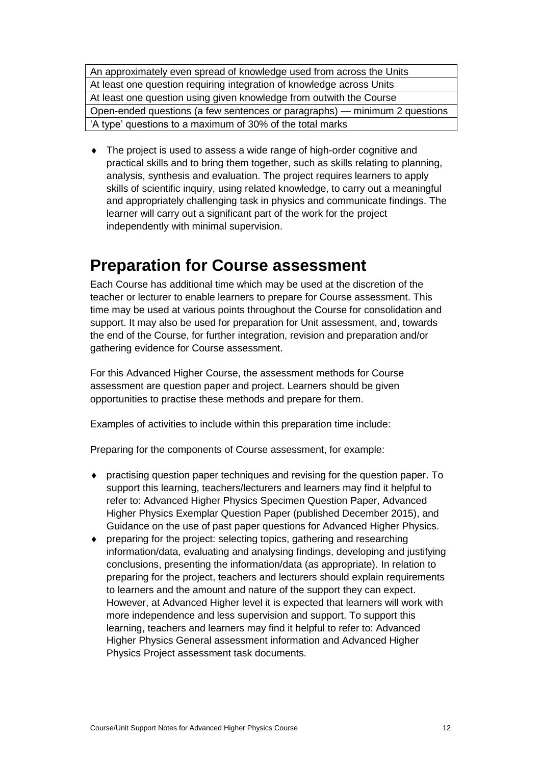| An approximately even spread of knowledge used from across the Units |
| --- |
| At least one question requiring integration of knowledge across Units |
| At least one question using given knowledge from outwith the Course |
| Open-ended questions (a few sentences or paragraphs) — minimum 2 questions |
| 'A type' questions to a maximum of 30% of the total marks |

- The project is used to assess a wide range of high-order cognitive and practical skills and to bring them together, such as skills relating to planning, analysis, synthesis and evaluation. The project requires learners to apply skills of scientific inquiry, using related knowledge, to carry out a meaningful and appropriately challenging task in physics and communicate findings. The learner will carry out a significant part of the work for the project independently with minimal supervision.

# Preparation for Course assessment

Each Course has additional time which may be used at the discretion of the teacher or lecturer to enable learners to prepare for Course assessment. This time may be used at various points throughout the Course for consolidation and support. It may also be used for preparation for Unit assessment, and, towards the end of the Course, for further integration, revision and preparation and/or gathering evidence for Course assessment.

For this Advanced Higher Course, the assessment methods for Course assessment are question paper and project. Learners should be given opportunities to practise these methods and prepare for them.

Examples of activities to include within this preparation time include:

Preparing for the components of Course assessment, for example:

- practising question paper techniques and revising for the question paper. To support this learning, teachers/lecturers and learners may find it helpful to refer to: Advanced Higher Physics Specimen Question Paper, Advanced Higher Physics Exemplar Question Paper (published December 2015), and Guidance on the use of past paper questions for Advanced Higher Physics.
- preparing for the project: selecting topics, gathering and researching information/data, evaluating and analysing findings, developing and justifying conclusions, presenting the information/data (as appropriate). In relation to preparing for the project, teachers and lecturers should explain requirements to learners and the amount and nature of the support they can expect. However, at Advanced Higher level it is expected that learners will work with more independence and less supervision and support. To support this learning, teachers and learners may find it helpful to refer to: Advanced Higher Physics General assessment information and Advanced Higher Physics Project assessment task documents.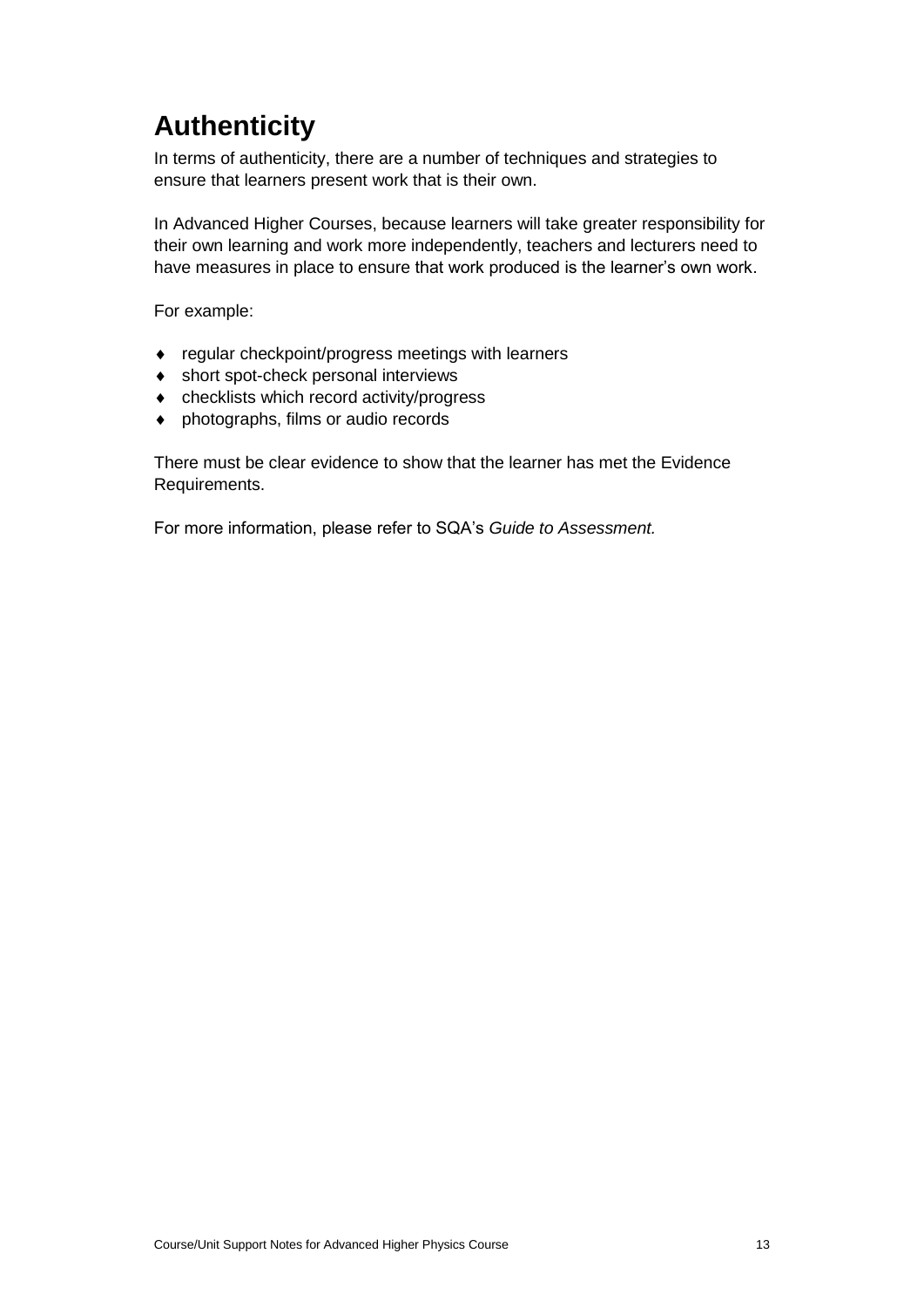# Authenticity

In terms of authenticity, there are a number of techniques and strategies to ensure that learners present work that is their own.

In Advanced Higher Courses, because learners will take greater responsibility for their own learning and work more independently, teachers and lecturers need to have measures in place to ensure that work produced is the learner's own work.

For example:

- regular checkpoint/progress meetings with learners
- short spot-check personal interviews
- checklists which record activity/progress
- photographs, films or audio records

There must be clear evidence to show that the learner has met the Evidence Requirements.

For more information, please refer to SQA's *Guide to Assessment.*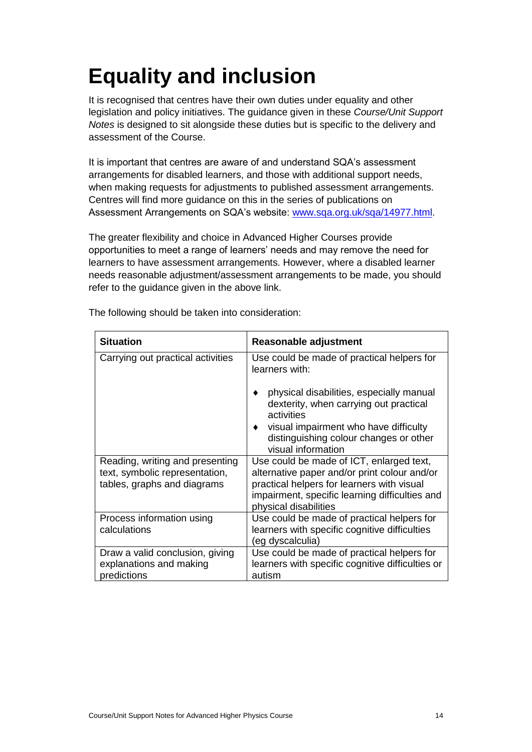# Equality and inclusion

It is recognised that centres have their own duties under equality and other legislation and policy initiatives. The guidance given in these *Course/Unit Support Notes* is designed to sit alongside these duties but is specific to the delivery and assessment of the Course.

It is important that centres are aware of and understand SQA's assessment arrangements for disabled learners, and those with additional support needs, when making requests for adjustments to published assessment arrangements. Centres will find more guidance on this in the series of publications on Assessment Arrangements on SQA's website: [www.sqa.org.uk/sqa/14977.html](www.sqa.org.uk/sqa/14977.html).

The greater flexibility and choice in Advanced Higher Courses provide opportunities to meet a range of learners' needs and may remove the need for learners to have assessment arrangements. However, where a disabled learner needs reasonable adjustment/assessment arrangements to be made, you should refer to the guidance given in the above link.

The following should be taken into consideration:

| Situation | Reasonable adjustment |
|---|---|
| Carrying out practical activities | Use could be made of practical helpers for learners with:<br>♦ physical disabilities, especially manual dexterity, when carrying out practical activities<br>♦ visual impairment who have difficulty distinguishing colour changes or other visual information |
| Reading, writing and presenting text, symbolic representation, tables, graphs and diagrams | Use could be made of ICT, enlarged text, alternative paper and/or print colour and/or practical helpers for learners with visual impairment, specific learning difficulties and physical disabilities |
| Process information using calculations | Use could be made of practical helpers for learners with specific cognitive difficulties (eg dyscalculia) |
| Draw a valid conclusion, giving explanations and making predictions | Use could be made of practical helpers for learners with specific cognitive difficulties or autism |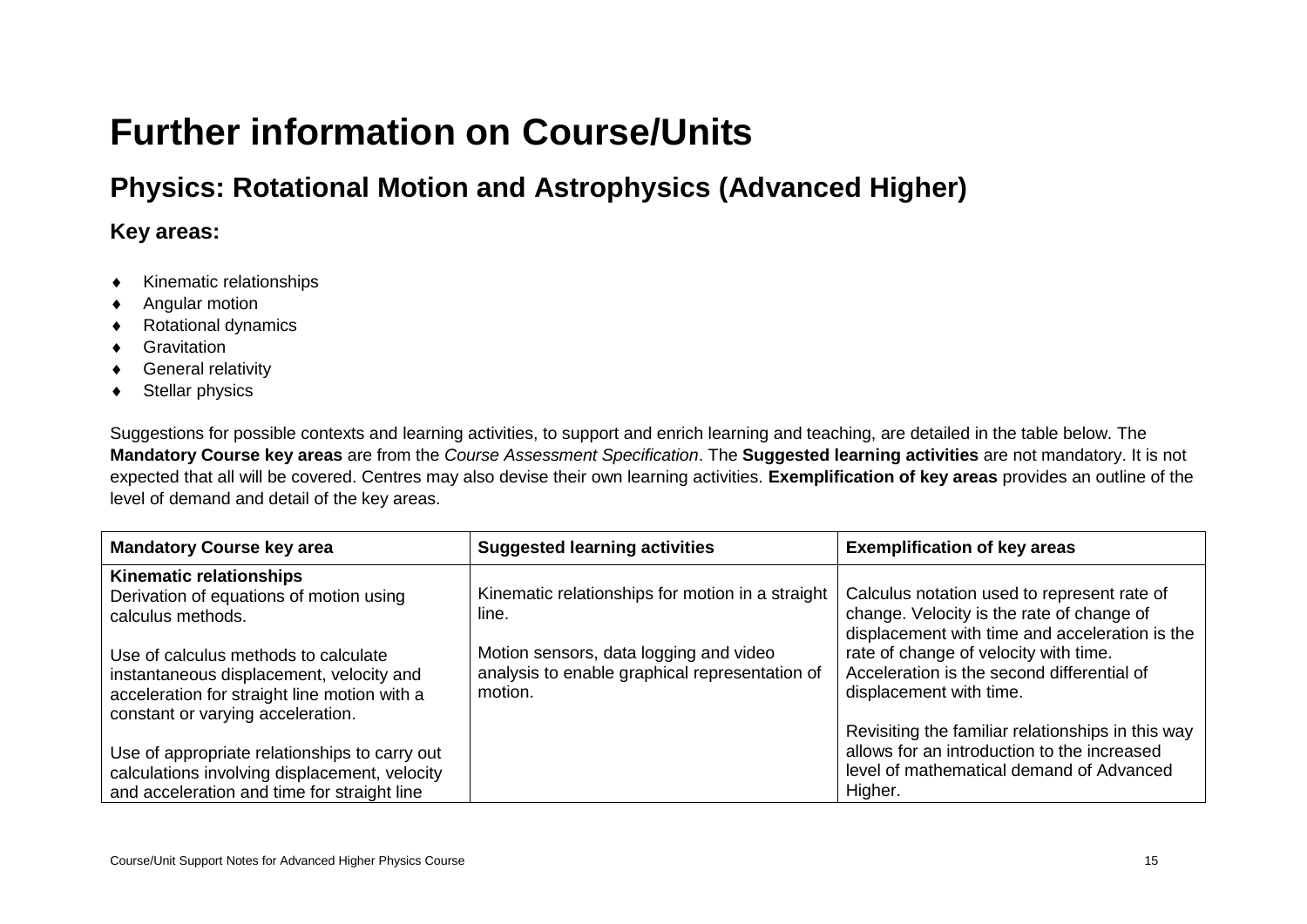# Further information on Course/Units

## Physics: Rotational Motion and Astrophysics (Advanced Higher)

### Key areas:

- Kinematic relationships
- Angular motion
- Rotational dynamics
- Gravitation
- General relativity
- Stellar physics

Suggestions for possible contexts and learning activities, to support and enrich learning and teaching, are detailed in the table below. The **Mandatory Course key areas** are from the *Course Assessment Specification*. The **Suggested learning activities** are not mandatory. It is not expected that all will be covered. Centres may also devise their own learning activities. **Exemplification of key areas** provides an outline of the level of demand and detail of the key areas.

| Mandatory Course key area | Suggested learning activities | Exemplification of key areas |
|---|---|---|
| **Kinematic relationships**<br>Derivation of equations of motion using calculus methods.<br><br>Use of calculus methods to calculate instantaneous displacement, velocity and acceleration for straight line motion with a constant or varying acceleration.<br><br>Use of appropriate relationships to carry out calculations involving displacement, velocity and acceleration and time for straight line | Kinematic relationships for motion in a straight line.<br><br>Motion sensors, data logging and video analysis to enable graphical representation of motion. | Calculus notation used to represent rate of change. Velocity is the rate of change of displacement with time and acceleration is the rate of change of velocity with time. Acceleration is the second differential of displacement with time.<br><br>Revisiting the familiar relationships in this way allows for an introduction to the increased level of mathematical demand of Advanced Higher. |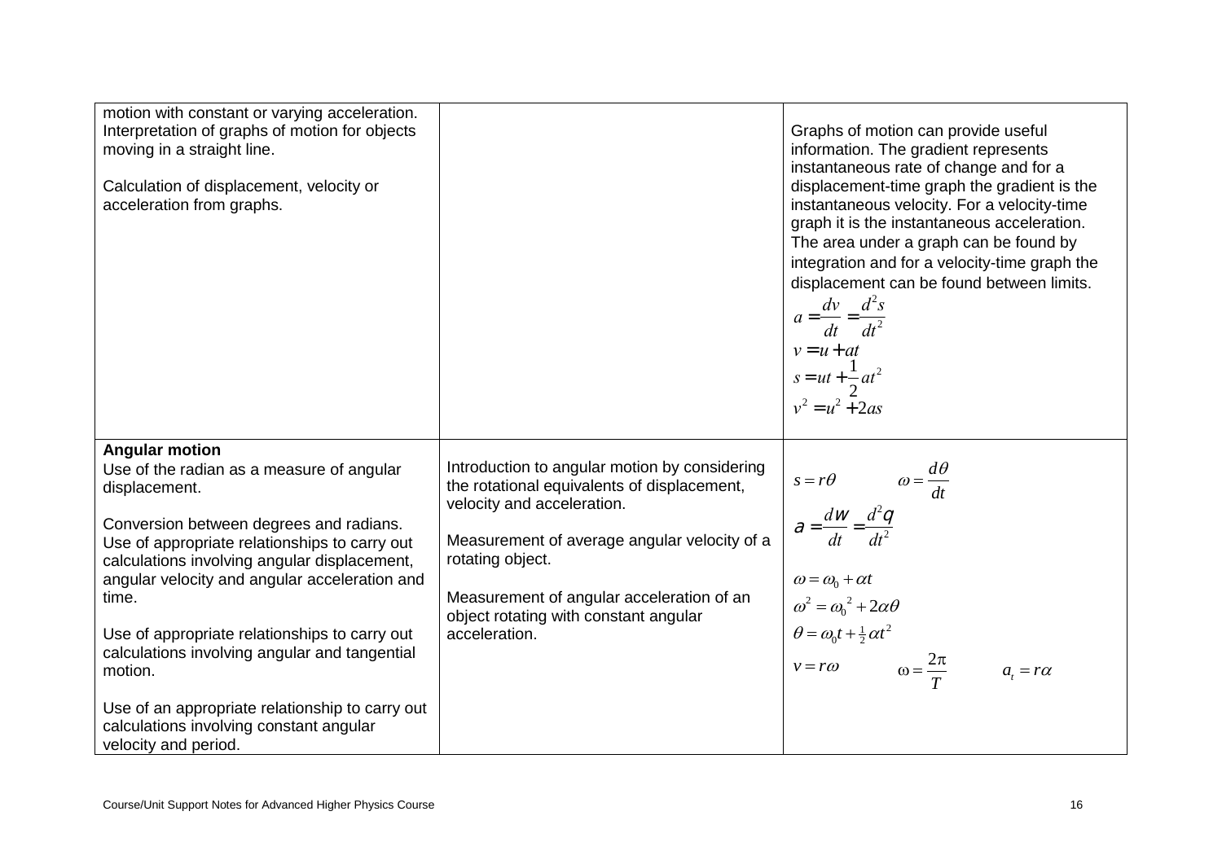| | | |
|---|---|---|
| motion with constant or varying acceleration.<br>Interpretation of graphs of motion for objects moving in a straight line.<br><br>Calculation of displacement, velocity or acceleration from graphs. | | Graphs of motion can provide useful information. The gradient represents instantaneous rate of change and for a displacement-time graph the gradient is the instantaneous velocity. For a velocity-time graph it is the instantaneous acceleration. The area under a graph can be found by integration and for a velocity-time graph the displacement can be found between limits.<br>$a = \frac{dv}{dt} = \frac{d^2s}{dt^2}$<br>$v = u + at$<br>$s = ut + \frac{1}{2}at^2$<br>$v^2 = u^2 + 2as$ |
| **Angular motion**<br>Use of the radian as a measure of angular displacement.<br><br>Conversion between degrees and radians.<br>Use of appropriate relationships to carry out calculations involving angular displacement, angular velocity and angular acceleration and time.<br><br>Use of appropriate relationships to carry out calculations involving angular and tangential motion.<br><br>Use of an appropriate relationship to carry out calculations involving constant angular velocity and period. | Introduction to angular motion by considering the rotational equivalents of displacement, velocity and acceleration.<br><br>Measurement of average angular velocity of a rotating object.<br><br>Measurement of angular acceleration of an object rotating with constant angular acceleration. | $s = r\theta \quad \omega = \frac{d\theta}{dt}$<br>$\alpha = \frac{d\omega}{dt} = \frac{d^2\theta}{dt^2}$<br><br>$\omega = \omega_0 + \alpha t$<br>$\omega^2 = \omega_0^{\,2} + 2\alpha\theta$<br>$\theta = \omega_0 t + \frac{1}{2}\alpha t^2$<br>$v = r\omega \quad \omega = \frac{2\pi}{T} \quad a_t = r\alpha$ |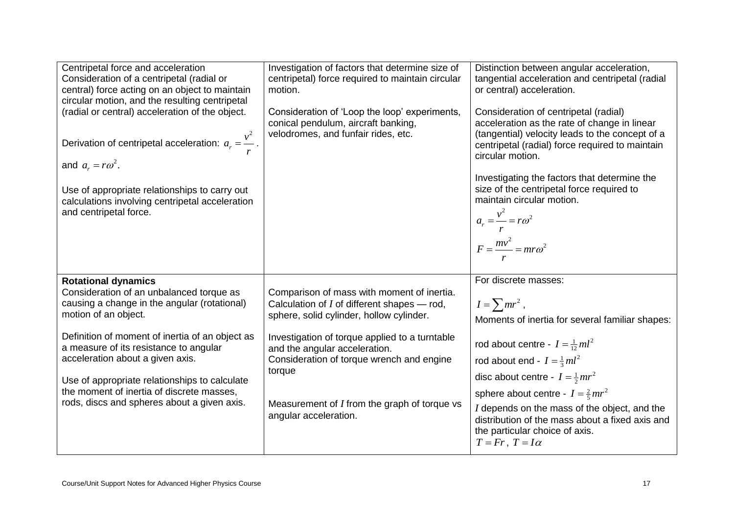| | | |
|---|---|---|
| Centripetal force and acceleration<br>Consideration of a centripetal (radial or central) force acting on an object to maintain circular motion, and the resulting centripetal (radial or central) acceleration of the object.<br><br>Derivation of centripetal acceleration: $a_r = \frac{v^2}{r}$.<br>and $a_r = r\omega^2$.<br><br>Use of appropriate relationships to carry out calculations involving centripetal acceleration and centripetal force. | Investigation of factors that determine size of centripetal) force required to maintain circular motion.<br><br>Consideration of 'Loop the loop' experiments, conical pendulum, aircraft banking, velodromes, and funfair rides, etc. | Distinction between angular acceleration, tangential acceleration and centripetal (radial or central) acceleration.<br><br>Consideration of centripetal (radial) acceleration as the rate of change in linear (tangential) velocity leads to the concept of a centripetal (radial) force required to maintain circular motion.<br><br>Investigating the factors that determine the size of the centripetal force required to maintain circular motion.<br>$a_r = \frac{v^2}{r} = r\omega^2$<br>$F = \frac{mv^2}{r} = mr\omega^2$ |
| **Rotational dynamics**<br>Consideration of an unbalanced torque as causing a change in the angular (rotational) motion of an object.<br><br>Definition of moment of inertia of an object as a measure of its resistance to angular acceleration about a given axis.<br><br>Use of appropriate relationships to calculate the moment of inertia of discrete masses, rods, discs and spheres about a given axis. | Comparison of mass with moment of inertia.<br>Calculation of $I$ of different shapes — rod, sphere, solid cylinder, hollow cylinder.<br><br>Investigation of torque applied to a turntable and the angular acceleration.<br>Consideration of torque wrench and engine torque<br><br>Measurement of $I$ from the graph of torque vs angular acceleration. | For discrete masses:<br>$I = \sum mr^2$ ,<br>Moments of inertia for several familiar shapes:<br>rod about centre - $I = \frac{1}{12}ml^2$<br>rod about end - $I = \frac{1}{3}ml^2$<br>disc about centre - $I = \frac{1}{2}mr^2$<br>sphere about centre - $I = \frac{2}{5}mr^2$<br>$I$ depends on the mass of the object, and the distribution of the mass about a fixed axis and the particular choice of axis.<br>$T = Fr$ , $T = I\alpha$ |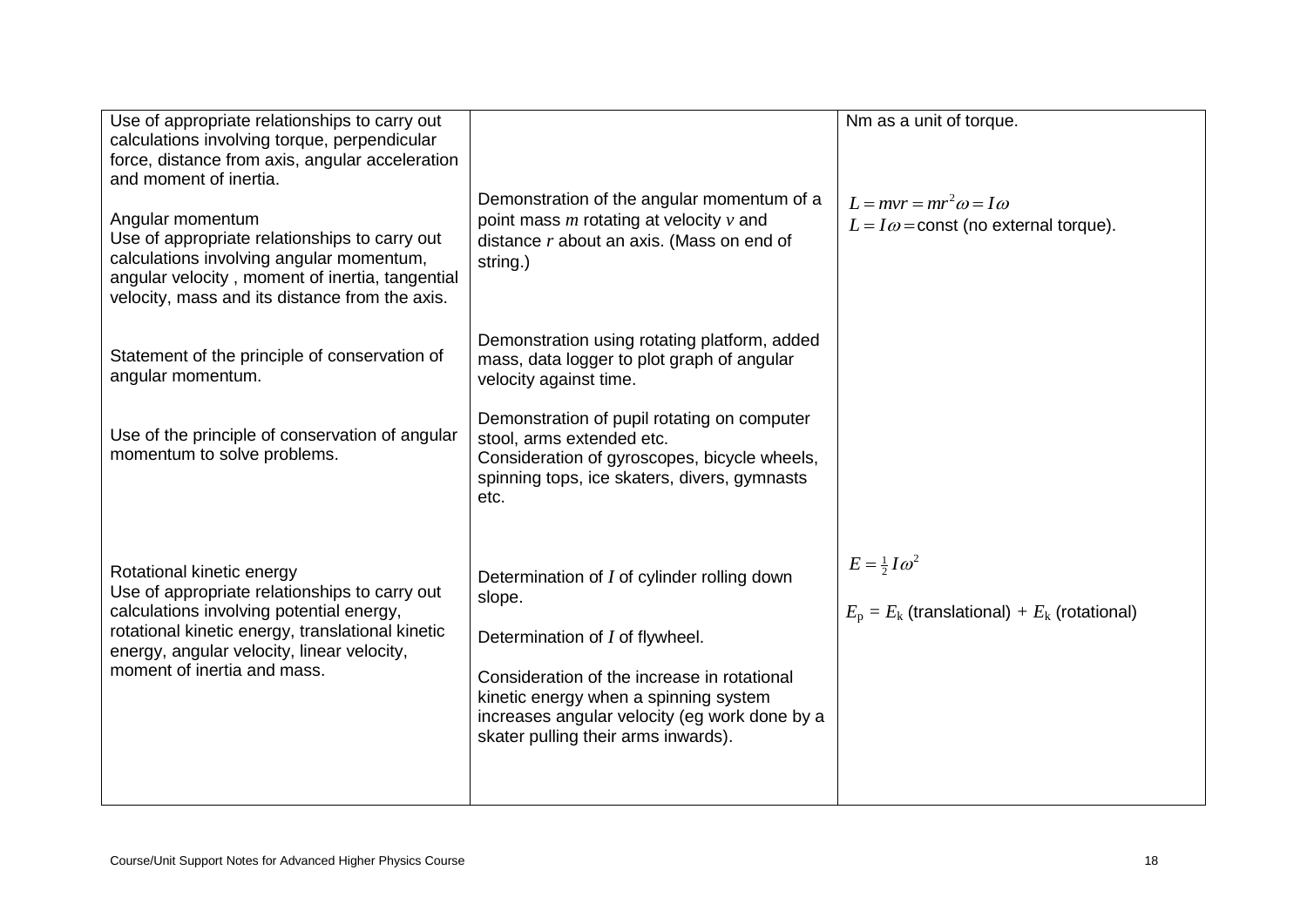| | | |
|---|---|---|
| Use of appropriate relationships to carry out calculations involving torque, perpendicular force, distance from axis, angular acceleration and moment of inertia. | | Nm as a unit of torque. |
| Angular momentum<br>Use of appropriate relationships to carry out calculations involving angular momentum, angular velocity , moment of inertia, tangential velocity, mass and its distance from the axis. | Demonstration of the angular momentum of a point mass $m$ rotating at velocity $v$ and distance $r$ about an axis. (Mass on end of string.) | $L = mvr = mr^2\omega = I\omega$<br>$L = I\omega =$ const (no external torque). |
| Statement of the principle of conservation of angular momentum. | Demonstration using rotating platform, added mass, data logger to plot graph of angular velocity against time. | |
| Use of the principle of conservation of angular momentum to solve problems. | Demonstration of pupil rotating on computer stool, arms extended etc.<br>Consideration of gyroscopes, bicycle wheels, spinning tops, ice skaters, divers, gymnasts etc. | |
| Rotational kinetic energy<br>Use of appropriate relationships to carry out calculations involving potential energy, rotational kinetic energy, translational kinetic energy, angular velocity, linear velocity, moment of inertia and mass. | Determination of $I$ of cylinder rolling down slope.<br><br>Determination of $I$ of flywheel.<br><br>Consideration of the increase in rotational kinetic energy when a spinning system increases angular velocity (eg work done by a skater pulling their arms inwards). | $E = \frac{1}{2}I\omega^2$<br><br>$E_p = E_k$ (translational) + $E_k$ (rotational) |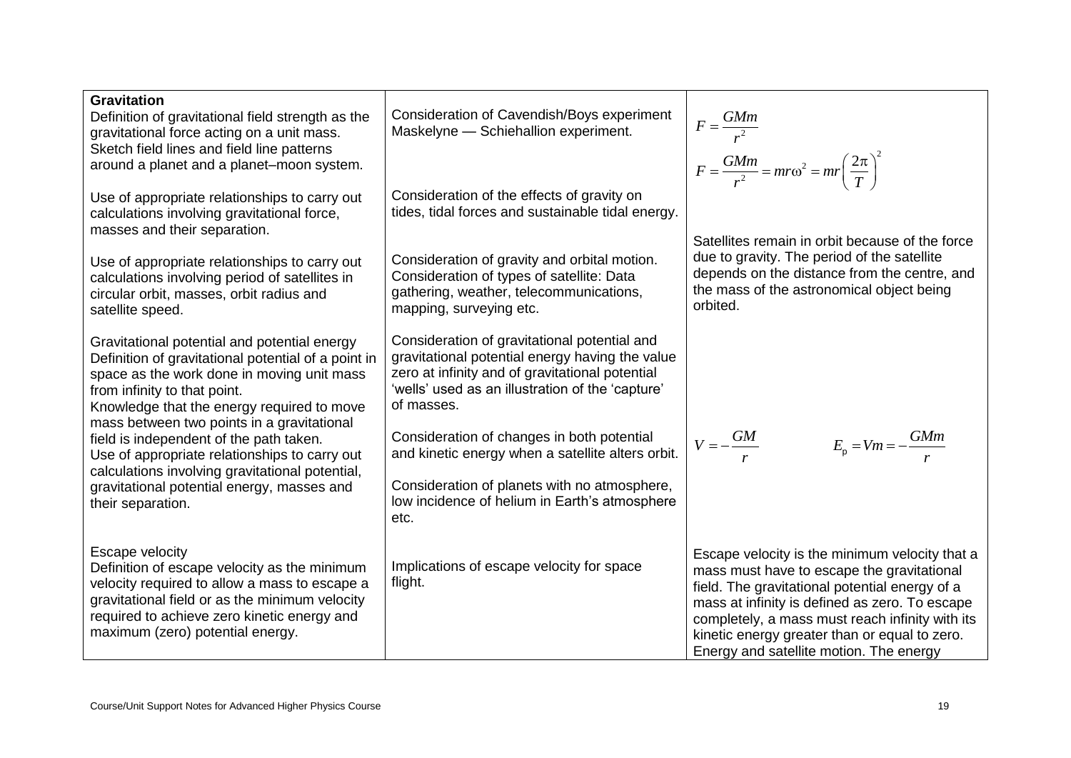| | | |
|---|---|---|
| **Gravitation**<br>Definition of gravitational field strength as the gravitational force acting on a unit mass.<br>Sketch field lines and field line patterns around a planet and a planet–moon system. | Consideration of Cavendish/Boys experiment Maskelyne — Schiehallion experiment. | $F = \frac{GMm}{r^2}$<br>$F = \frac{GMm}{r^2} = mr\omega^2 = mr\left(\frac{2\pi}{T}\right)^2$ |
| Use of appropriate relationships to carry out calculations involving gravitational force, masses and their separation. | Consideration of the effects of gravity on tides, tidal forces and sustainable tidal energy. | |
| Use of appropriate relationships to carry out calculations involving period of satellites in circular orbit, masses, orbit radius and satellite speed. | Consideration of gravity and orbital motion.<br>Consideration of types of satellite: Data gathering, weather, telecommunications, mapping, surveying etc. | Satellites remain in orbit because of the force due to gravity. The period of the satellite depends on the distance from the centre, and the mass of the astronomical object being orbited. |
| Gravitational potential and potential energy<br>Definition of gravitational potential of a point in space as the work done in moving unit mass from infinity to that point.<br>Knowledge that the energy required to move mass between two points in a gravitational field is independent of the path taken.<br>Use of appropriate relationships to carry out calculations involving gravitational potential, gravitational potential energy, masses and their separation. | Consideration of gravitational potential and gravitational potential energy having the value zero at infinity and of gravitational potential 'wells' used as an illustration of the 'capture' of masses.<br>Consideration of changes in both potential and kinetic energy when a satellite alters orbit.<br>Consideration of planets with no atmosphere, low incidence of helium in Earth's atmosphere etc. | $V = -\frac{GM}{r}$ $\qquad E_p = Vm = -\frac{GMm}{r}$ |
| Escape velocity<br>Definition of escape velocity as the minimum velocity required to allow a mass to escape a gravitational field or as the minimum velocity required to achieve zero kinetic energy and maximum (zero) potential energy. | Implications of escape velocity for space flight. | Escape velocity is the minimum velocity that a mass must have to escape the gravitational field. The gravitational potential energy of a mass at infinity is defined as zero. To escape completely, a mass must reach infinity with its kinetic energy greater than or equal to zero.<br>Energy and satellite motion. The energy |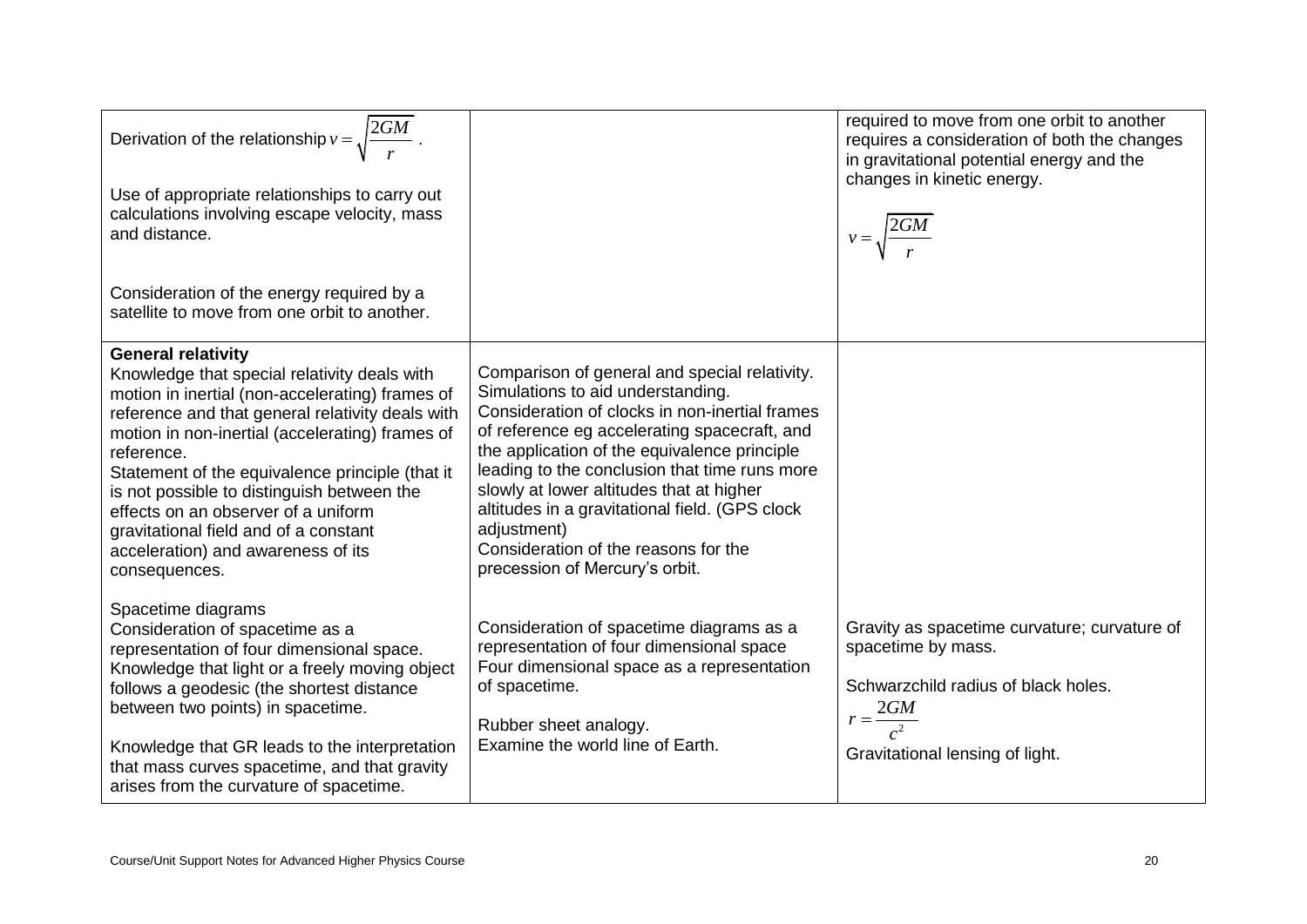| | | |
|---|---|---|
| Derivation of the relationship $v = \sqrt{\frac{2GM}{r}}$.<br><br>Use of appropriate relationships to carry out calculations involving escape velocity, mass and distance.<br><br>Consideration of the energy required by a satellite to move from one orbit to another. | | required to move from one orbit to another requires a consideration of both the changes in gravitational potential energy and the changes in kinetic energy.<br><br>$v = \sqrt{\frac{2GM}{r}}$ |
| **General relativity**<br>Knowledge that special relativity deals with motion in inertial (non-accelerating) frames of reference and that general relativity deals with motion in non-inertial (accelerating) frames of reference.<br>Statement of the equivalence principle (that it is not possible to distinguish between the effects on an observer of a uniform gravitational field and of a constant acceleration) and awareness of its consequences.<br><br>Spacetime diagrams<br>Consideration of spacetime as a representation of four dimensional space.<br>Knowledge that light or a freely moving object follows a geodesic (the shortest distance between two points) in spacetime.<br><br>Knowledge that GR leads to the interpretation that mass curves spacetime, and that gravity arises from the curvature of spacetime. | Comparison of general and special relativity.<br>Simulations to aid understanding.<br>Consideration of clocks in non-inertial frames of reference eg accelerating spacecraft, and the application of the equivalence principle leading to the conclusion that time runs more slowly at lower altitudes that at higher altitudes in a gravitational field. (GPS clock adjustment)<br>Consideration of the reasons for the precession of Mercury's orbit.<br><br>Consideration of spacetime diagrams as a representation of four dimensional space<br>Four dimensional space as a representation of spacetime.<br><br>Rubber sheet analogy.<br>Examine the world line of Earth. | Gravity as spacetime curvature; curvature of spacetime by mass.<br><br>Schwarzchild radius of black holes.<br>$r = \frac{2GM}{c^2}$<br>Gravitational lensing of light. |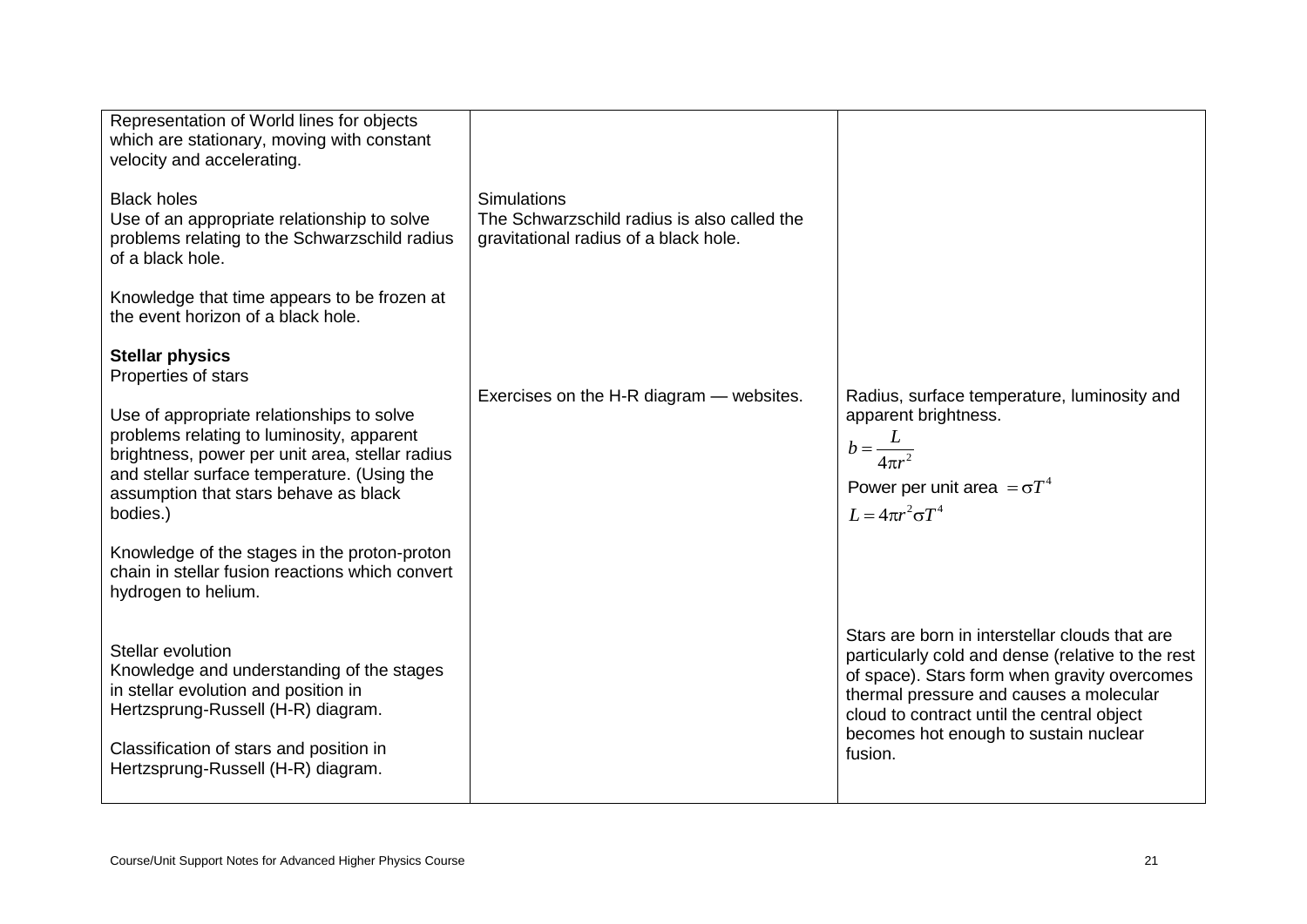| | | |
|---|---|---|
| Representation of World lines for objects which are stationary, moving with constant velocity and accelerating. | | |
| Black holes<br>Use of an appropriate relationship to solve problems relating to the Schwarzschild radius of a black hole. | Simulations<br>The Schwarzschild radius is also called the gravitational radius of a black hole. | |
| Knowledge that time appears to be frozen at the event horizon of a black hole. | | |
| **Stellar physics**<br>Properties of stars<br><br>Use of appropriate relationships to solve problems relating to luminosity, apparent brightness, power per unit area, stellar radius and stellar surface temperature. (Using the assumption that stars behave as black bodies.) | Exercises on the H-R diagram — websites. | Radius, surface temperature, luminosity and apparent brightness.<br>$b = \frac{L}{4\pi r^2}$<br>Power per unit area $= \sigma T^4$<br>$L = 4\pi r^2 \sigma T^4$ |
| Knowledge of the stages in the proton-proton chain in stellar fusion reactions which convert hydrogen to helium. | | |
| Stellar evolution<br>Knowledge and understanding of the stages in stellar evolution and position in Hertzsprung-Russell (H-R) diagram.<br><br>Classification of stars and position in Hertzsprung-Russell (H-R) diagram. | | Stars are born in interstellar clouds that are particularly cold and dense (relative to the rest of space). Stars form when gravity overcomes thermal pressure and causes a molecular cloud to contract until the central object becomes hot enough to sustain nuclear fusion. |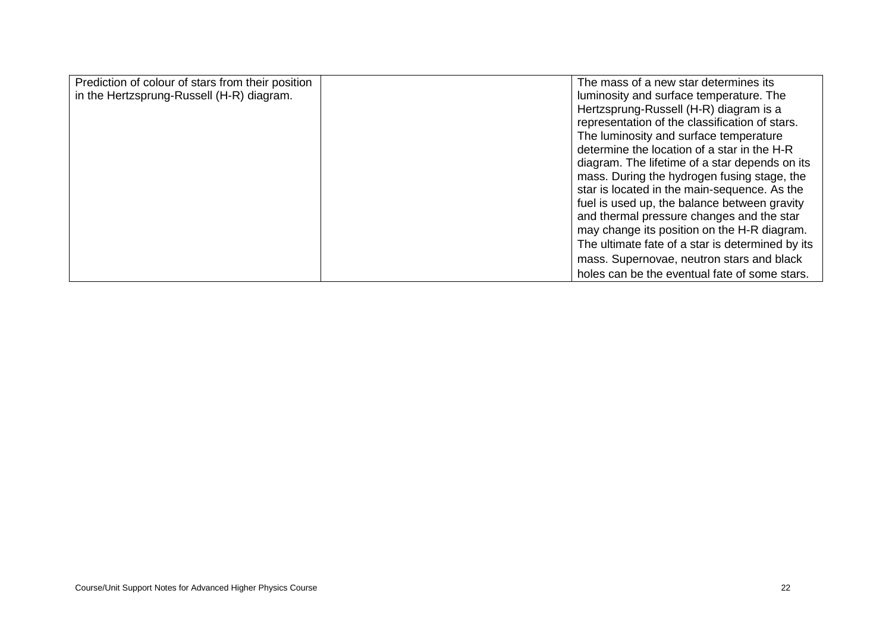| | | |
|---|---|---|
| Prediction of colour of stars from their position in the Hertzsprung-Russell (H-R) diagram. | | The mass of a new star determines its luminosity and surface temperature. The Hertzsprung-Russell (H-R) diagram is a representation of the classification of stars. The luminosity and surface temperature determine the location of a star in the H-R diagram. The lifetime of a star depends on its mass. During the hydrogen fusing stage, the star is located in the main-sequence. As the fuel is used up, the balance between gravity and thermal pressure changes and the star may change its position on the H-R diagram. The ultimate fate of a star is determined by its mass. Supernovae, neutron stars and black holes can be the eventual fate of some stars. |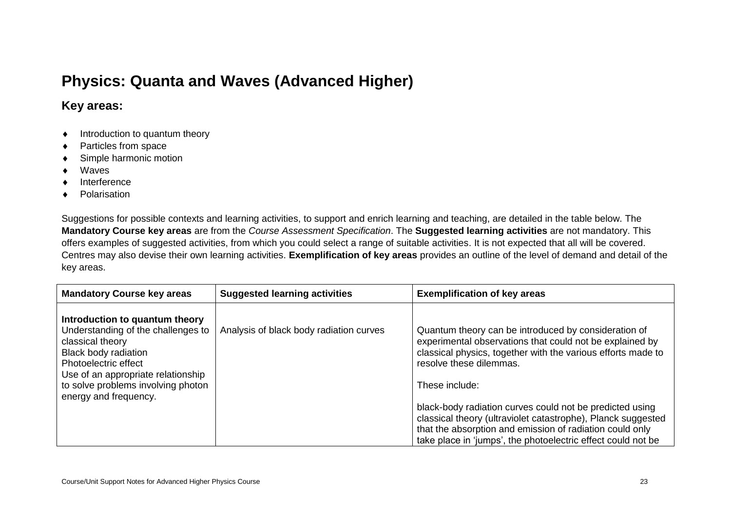# Physics: Quanta and Waves (Advanced Higher)

## Key areas:

- Introduction to quantum theory
- Particles from space
- Simple harmonic motion
- Waves
- Interference
- Polarisation

Suggestions for possible contexts and learning activities, to support and enrich learning and teaching, are detailed in the table below. The **Mandatory Course key areas** are from the *Course Assessment Specification*. The **Suggested learning activities** are not mandatory. This offers examples of suggested activities, from which you could select a range of suitable activities. It is not expected that all will be covered. Centres may also devise their own learning activities. **Exemplification of key areas** provides an outline of the level of demand and detail of the key areas.

| Mandatory Course key areas | Suggested learning activities | Exemplification of key areas |
|---|---|---|
| **Introduction to quantum theory**<br>Understanding of the challenges to classical theory<br>Black body radiation<br>Photoelectric effect<br>Use of an appropriate relationship to solve problems involving photon energy and frequency. | Analysis of black body radiation curves | Quantum theory can be introduced by consideration of experimental observations that could not be explained by classical physics, together with the various efforts made to resolve these dilemmas.<br><br>These include:<br><br>black-body radiation curves could not be predicted using classical theory (ultraviolet catastrophe), Planck suggested that the absorption and emission of radiation could only take place in 'jumps', the photoelectric effect could not be |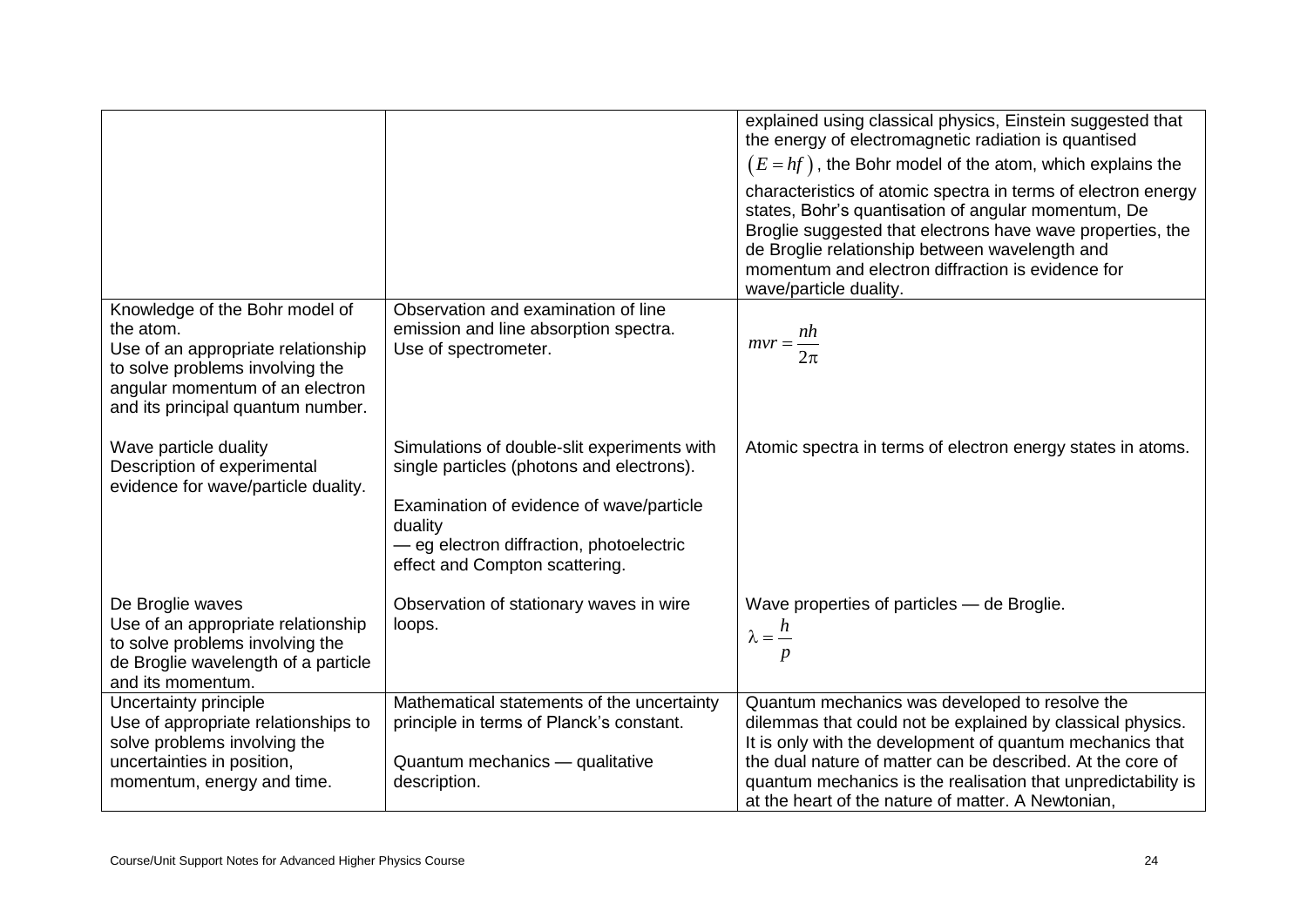| | | |
|---|---|---|
| | | explained using classical physics, Einstein suggested that the energy of electromagnetic radiation is quantised $(E = hf)$, the Bohr model of the atom, which explains the characteristics of atomic spectra in terms of electron energy states, Bohr's quantisation of angular momentum, De Broglie suggested that electrons have wave properties, the de Broglie relationship between wavelength and momentum and electron diffraction is evidence for wave/particle duality. |
| Knowledge of the Bohr model of the atom.<br>Use of an appropriate relationship to solve problems involving the angular momentum of an electron and its principal quantum number.<br><br>Wave particle duality<br>Description of experimental evidence for wave/particle duality.<br><br>De Broglie waves<br>Use of an appropriate relationship to solve problems involving the de Broglie wavelength of a particle and its momentum. | Observation and examination of line emission and line absorption spectra.<br>Use of spectrometer.<br><br>Simulations of double-slit experiments with single particles (photons and electrons).<br><br>Examination of evidence of wave/particle duality<br>— eg electron diffraction, photoelectric effect and Compton scattering.<br><br>Observation of stationary waves in wire loops. | $mvr = \frac{nh}{2\pi}$<br><br>Atomic spectra in terms of electron energy states in atoms.<br><br>Wave properties of particles — de Broglie.<br>$\lambda = \frac{h}{p}$ |
| Uncertainty principle<br>Use of appropriate relationships to solve problems involving the uncertainties in position, momentum, energy and time. | Mathematical statements of the uncertainty principle in terms of Planck's constant.<br><br>Quantum mechanics — qualitative description. | Quantum mechanics was developed to resolve the dilemmas that could not be explained by classical physics. It is only with the development of quantum mechanics that the dual nature of matter can be described. At the core of quantum mechanics is the realisation that unpredictability is at the heart of the nature of matter. A Newtonian, |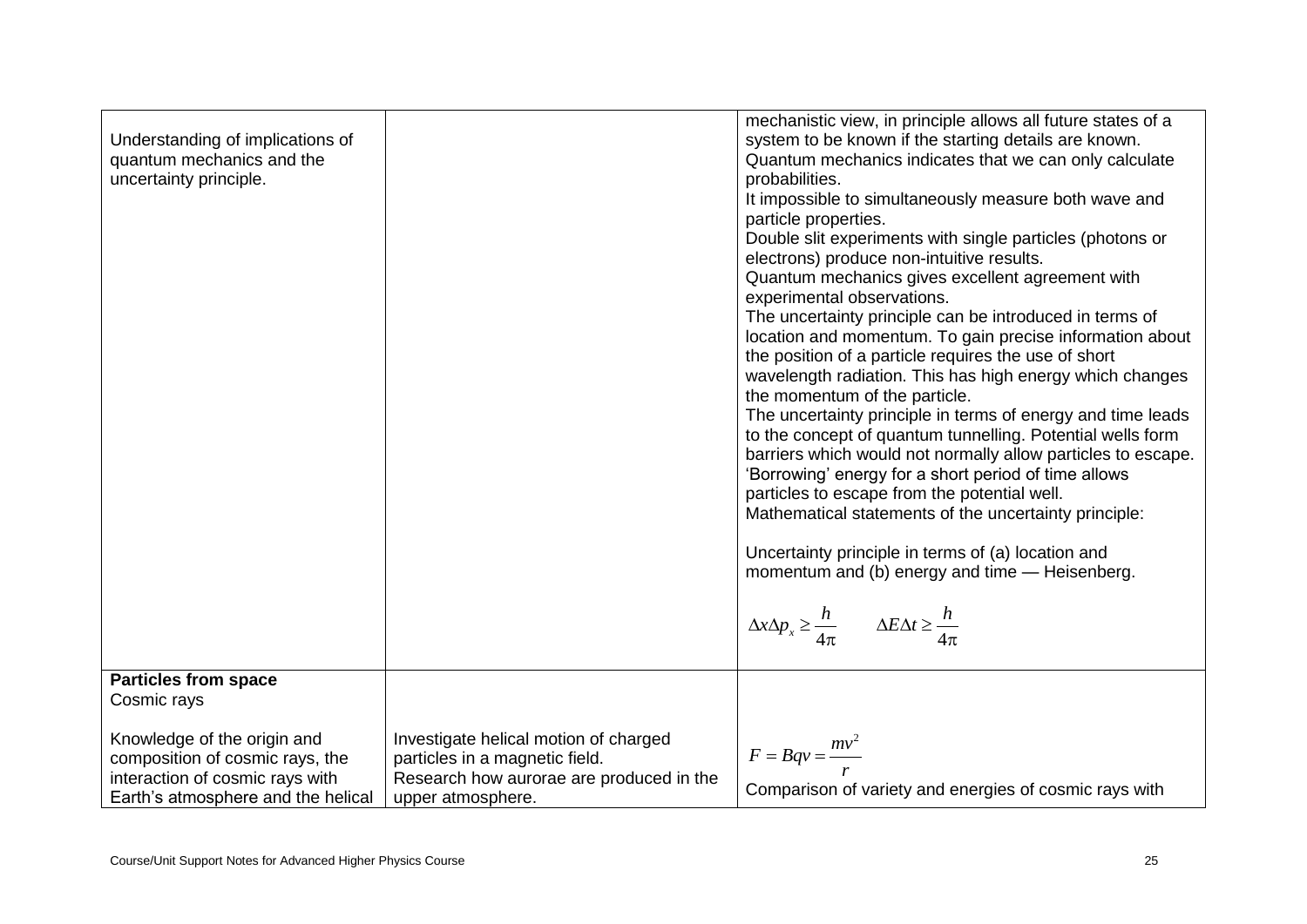| | | |
|---|---|---|
| Understanding of implications of quantum mechanics and the uncertainty principle. | | mechanistic view, in principle allows all future states of a system to be known if the starting details are known.<br>Quantum mechanics indicates that we can only calculate probabilities.<br>It impossible to simultaneously measure both wave and particle properties.<br>Double slit experiments with single particles (photons or electrons) produce non-intuitive results.<br>Quantum mechanics gives excellent agreement with experimental observations.<br>The uncertainty principle can be introduced in terms of location and momentum. To gain precise information about the position of a particle requires the use of short wavelength radiation. This has high energy which changes the momentum of the particle.<br>The uncertainty principle in terms of energy and time leads to the concept of quantum tunnelling. Potential wells form barriers which would not normally allow particles to escape. 'Borrowing' energy for a short period of time allows particles to escape from the potential well.<br>Mathematical statements of the uncertainty principle:<br><br>Uncertainty principle in terms of (a) location and momentum and (b) energy and time — Heisenberg.<br><br>$\Delta x \Delta p_x \geq \frac{h}{4\pi} \qquad \Delta E \Delta t \geq \frac{h}{4\pi}$ |
| **Particles from space**<br>Cosmic rays<br><br>Knowledge of the origin and composition of cosmic rays, the interaction of cosmic rays with Earth's atmosphere and the helical | Investigate helical motion of charged particles in a magnetic field.<br>Research how aurorae are produced in the upper atmosphere. | $F = Bqv = \frac{mv^2}{r}$<br>Comparison of variety and energies of cosmic rays with |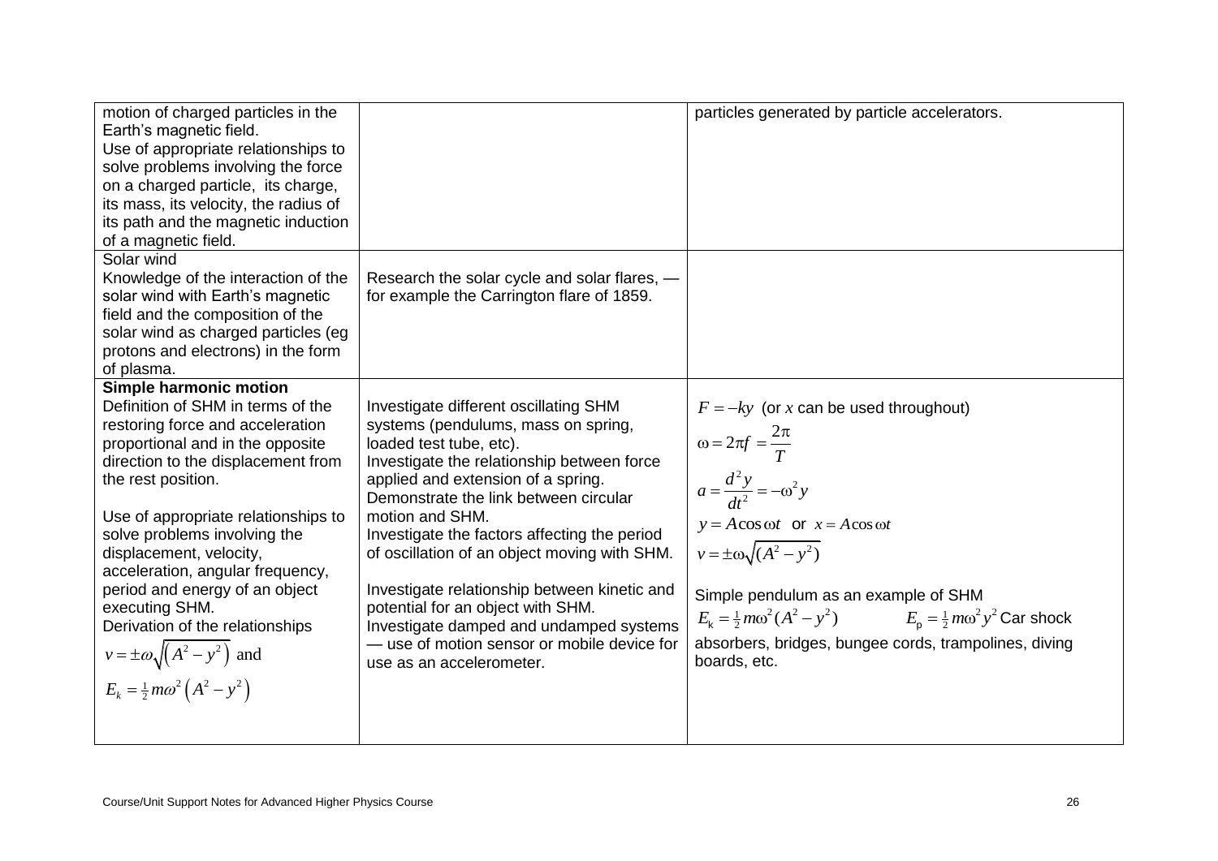| | | |
|---|---|---|
| motion of charged particles in the Earth's magnetic field.<br>Use of appropriate relationships to solve problems involving the force on a charged particle, its charge, its mass, its velocity, the radius of its path and the magnetic induction of a magnetic field. | | particles generated by particle accelerators. |
| Solar wind<br>Knowledge of the interaction of the solar wind with Earth's magnetic field and the composition of the solar wind as charged particles (eg protons and electrons) in the form of plasma. | Research the solar cycle and solar flares, — for example the Carrington flare of 1859. | |
| **Simple harmonic motion**<br>Definition of SHM in terms of the restoring force and acceleration proportional and in the opposite direction to the displacement from the rest position.<br><br>Use of appropriate relationships to solve problems involving the displacement, velocity, acceleration, angular frequency, period and energy of an object executing SHM.<br>Derivation of the relationships<br>$v = \pm\omega\sqrt{\left(A^2 - y^2\right)}$ and<br>$E_k = \frac{1}{2}m\omega^2\left(A^2 - y^2\right)$ | Investigate different oscillating SHM systems (pendulums, mass on spring, loaded test tube, etc).<br>Investigate the relationship between force applied and extension of a spring.<br>Demonstrate the link between circular motion and SHM.<br>Investigate the factors affecting the period of oscillation of an object moving with SHM.<br><br>Investigate relationship between kinetic and potential for an object with SHM.<br>Investigate damped and undamped systems — use of motion sensor or mobile device for use as an accelerometer. | $F = -ky$ (or $x$ can be used throughout)<br>$\omega = 2\pi f = \frac{2\pi}{T}$<br>$a = \frac{d^2y}{dt^2} = -\omega^2 y$<br>$y = A\cos\omega t$ or $x = A\cos\omega t$<br>$v = \pm\omega\sqrt{(A^2 - y^2)}$<br><br>Simple pendulum as an example of SHM<br>$E_k = \frac{1}{2}m\omega^2(A^2 - y^2)$ $E_p = \frac{1}{2}m\omega^2 y^2$ Car shock absorbers, bridges, bungee cords, trampolines, diving boards, etc. |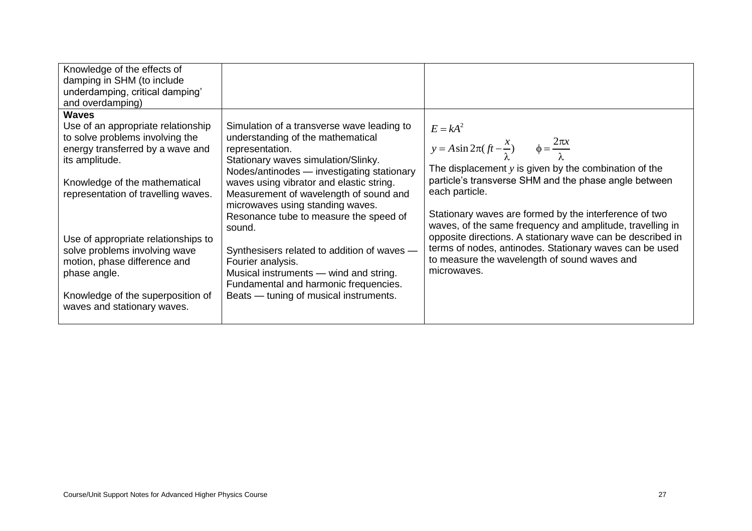| | | |
|---|---|---|
| Knowledge of the effects of damping in SHM (to include underdamping, critical damping' and overdamping) | | |
| **Waves**<br>Use of an appropriate relationship to solve problems involving the energy transferred by a wave and its amplitude.<br><br>Knowledge of the mathematical representation of travelling waves.<br><br>Use of appropriate relationships to solve problems involving wave motion, phase difference and phase angle.<br><br>Knowledge of the superposition of waves and stationary waves. | Simulation of a transverse wave leading to understanding of the mathematical representation.<br>Stationary waves simulation/Slinky.<br>Nodes/antinodes — investigating stationary waves using vibrator and elastic string.<br>Measurement of wavelength of sound and microwaves using standing waves.<br>Resonance tube to measure the speed of sound.<br><br>Synthesisers related to addition of waves — Fourier analysis.<br>Musical instruments — wind and string.<br>Fundamental and harmonic frequencies.<br>Beats — tuning of musical instruments. | $E = kA^2$<br>$y = A\sin 2\pi(ft - \frac{x}{\lambda}) \qquad \phi = \frac{2\pi x}{\lambda}$<br>The displacement $y$ is given by the combination of the particle's transverse SHM and the phase angle between each particle.<br><br>Stationary waves are formed by the interference of two waves, of the same frequency and amplitude, travelling in opposite directions. A stationary wave can be described in terms of nodes, antinodes. Stationary waves can be used to measure the wavelength of sound waves and microwaves. |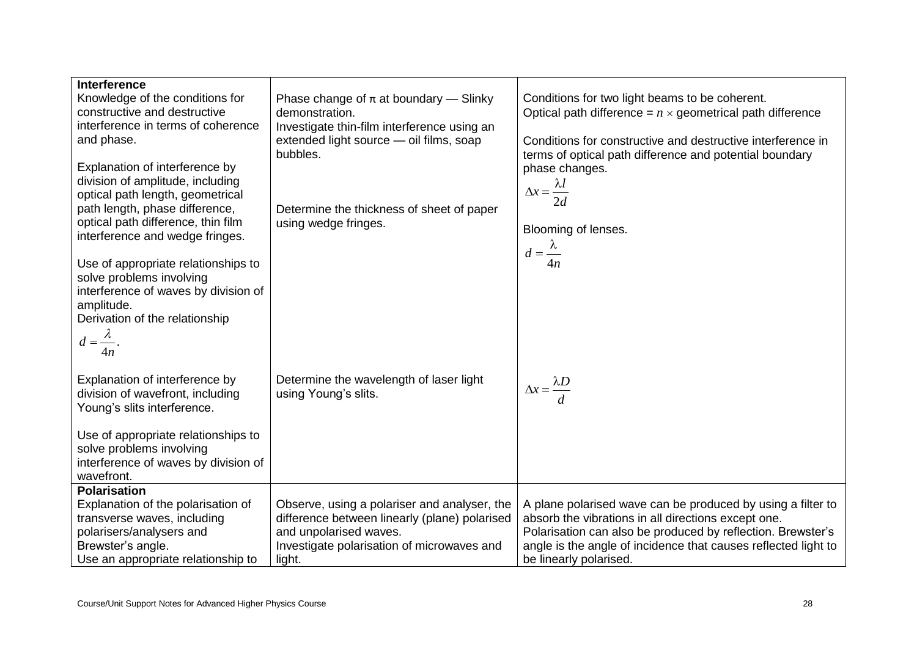| | | |
|---|---|---|
| **Interference**<br>Knowledge of the conditions for constructive and destructive interference in terms of coherence and phase.<br><br>Explanation of interference by division of amplitude, including optical path length, geometrical path length, phase difference, optical path difference, thin film interference and wedge fringes.<br><br>Use of appropriate relationships to solve problems involving interference of waves by division of amplitude.<br>Derivation of the relationship $d = \frac{\lambda}{4n}$. | Phase change of $\pi$ at boundary — Slinky demonstration.<br>Investigate thin-film interference using an extended light source — oil films, soap bubbles.<br><br>Determine the thickness of sheet of paper using wedge fringes. | Conditions for two light beams to be coherent.<br>Optical path difference = $n \times$ geometrical path difference<br><br>Conditions for constructive and destructive interference in terms of optical path difference and potential boundary phase changes.<br>$\Delta x = \frac{\lambda l}{2d}$<br><br>Blooming of lenses.<br>$d = \frac{\lambda}{4n}$ |
| Explanation of interference by division of wavefront, including Young's slits interference.<br><br>Use of appropriate relationships to solve problems involving interference of waves by division of wavefront. | Determine the wavelength of laser light using Young's slits. | $\Delta x = \frac{\lambda D}{d}$ |
| **Polarisation**<br>Explanation of the polarisation of transverse waves, including polarisers/analysers and Brewster's angle.<br>Use an appropriate relationship to | Observe, using a polariser and analyser, the difference between linearly (plane) polarised and unpolarised waves.<br>Investigate polarisation of microwaves and light. | A plane polarised wave can be produced by using a filter to absorb the vibrations in all directions except one.<br>Polarisation can also be produced by reflection. Brewster's angle is the angle of incidence that causes reflected light to be linearly polarised. |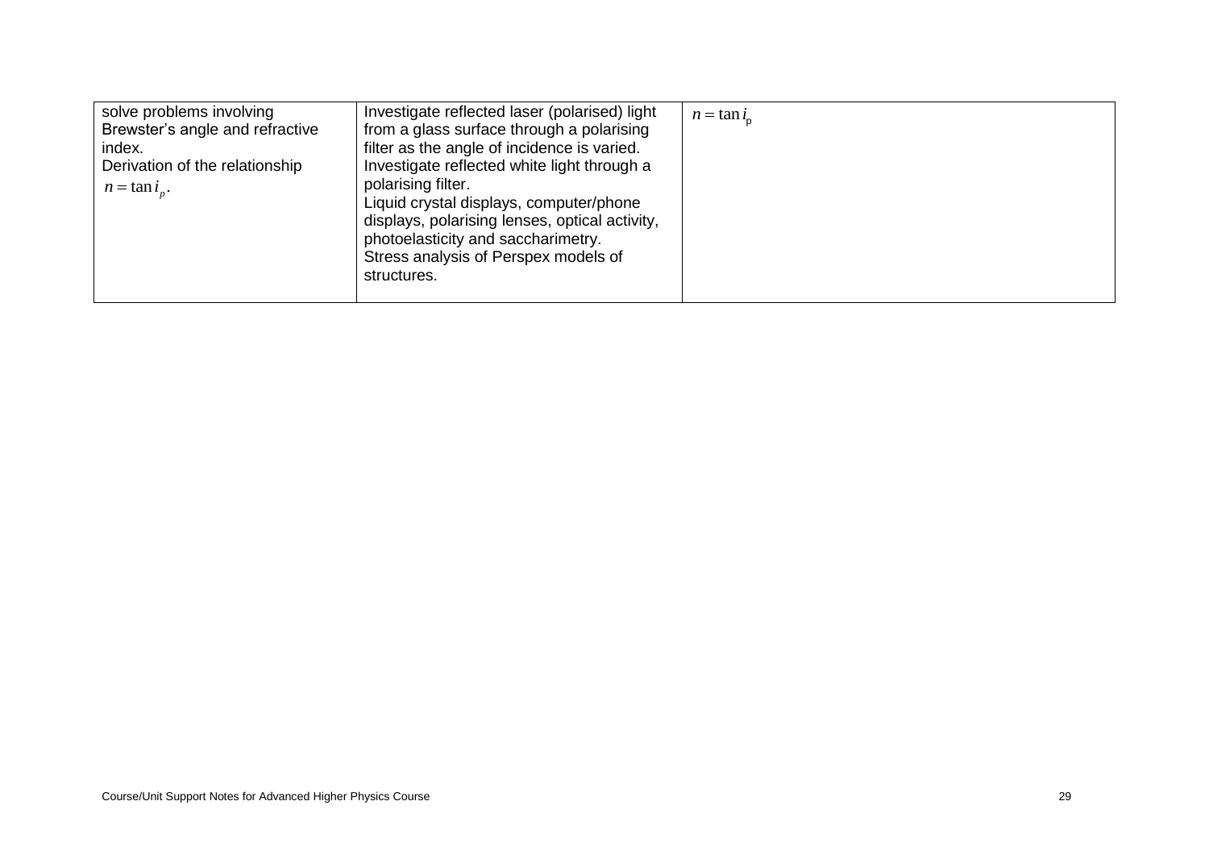| | | |
|---|---|---|
| solve problems involving Brewster's angle and refractive index.<br>Derivation of the relationship $n = \tan i_p$. | Investigate reflected laser (polarised) light from a glass surface through a polarising filter as the angle of incidence is varied.<br>Investigate reflected white light through a polarising filter.<br>Liquid crystal displays, computer/phone displays, polarising lenses, optical activity, photoelasticity and saccharimetry.<br>Stress analysis of Perspex models of structures. | $n = \tan i_{\mathrm{p}}$ |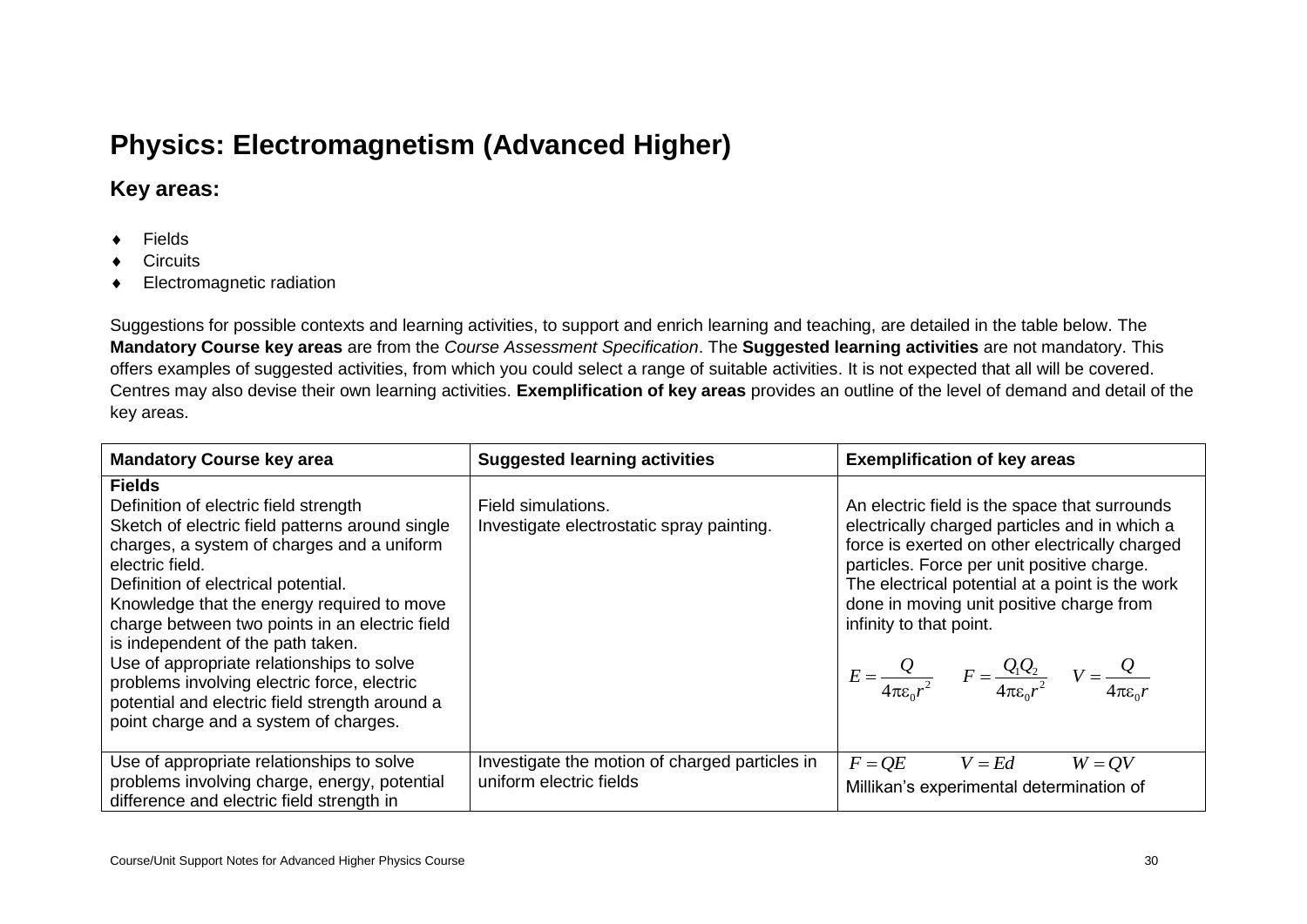# Physics: Electromagnetism (Advanced Higher)

## Key areas:

- Fields
- Circuits
- Electromagnetic radiation

Suggestions for possible contexts and learning activities, to support and enrich learning and teaching, are detailed in the table below. The **Mandatory Course key areas** are from the *Course Assessment Specification*. The **Suggested learning activities** are not mandatory. This offers examples of suggested activities, from which you could select a range of suitable activities. It is not expected that all will be covered. Centres may also devise their own learning activities. **Exemplification of key areas** provides an outline of the level of demand and detail of the key areas.

| Mandatory Course key area | Suggested learning activities | Exemplification of key areas |
|---|---|---|
| **Fields**<br>Definition of electric field strength<br>Sketch of electric field patterns around single charges, a system of charges and a uniform electric field.<br>Definition of electrical potential.<br>Knowledge that the energy required to move charge between two points in an electric field is independent of the path taken.<br>Use of appropriate relationships to solve problems involving electric force, electric potential and electric field strength around a point charge and a system of charges. | Field simulations.<br>Investigate electrostatic spray painting. | An electric field is the space that surrounds electrically charged particles and in which a force is exerted on other electrically charged particles. Force per unit positive charge.<br>The electrical potential at a point is the work done in moving unit positive charge from infinity to that point.<br>$E = \frac{Q}{4\pi\varepsilon_0 r^2}$ $F = \frac{Q_1 Q_2}{4\pi\varepsilon_0 r^2}$ $V = \frac{Q}{4\pi\varepsilon_0 r}$ |
| Use of appropriate relationships to solve problems involving charge, energy, potential difference and electric field strength in | Investigate the motion of charged particles in uniform electric fields | $F = QE$ $V = Ed$ $W = QV$<br>Millikan's experimental determination of |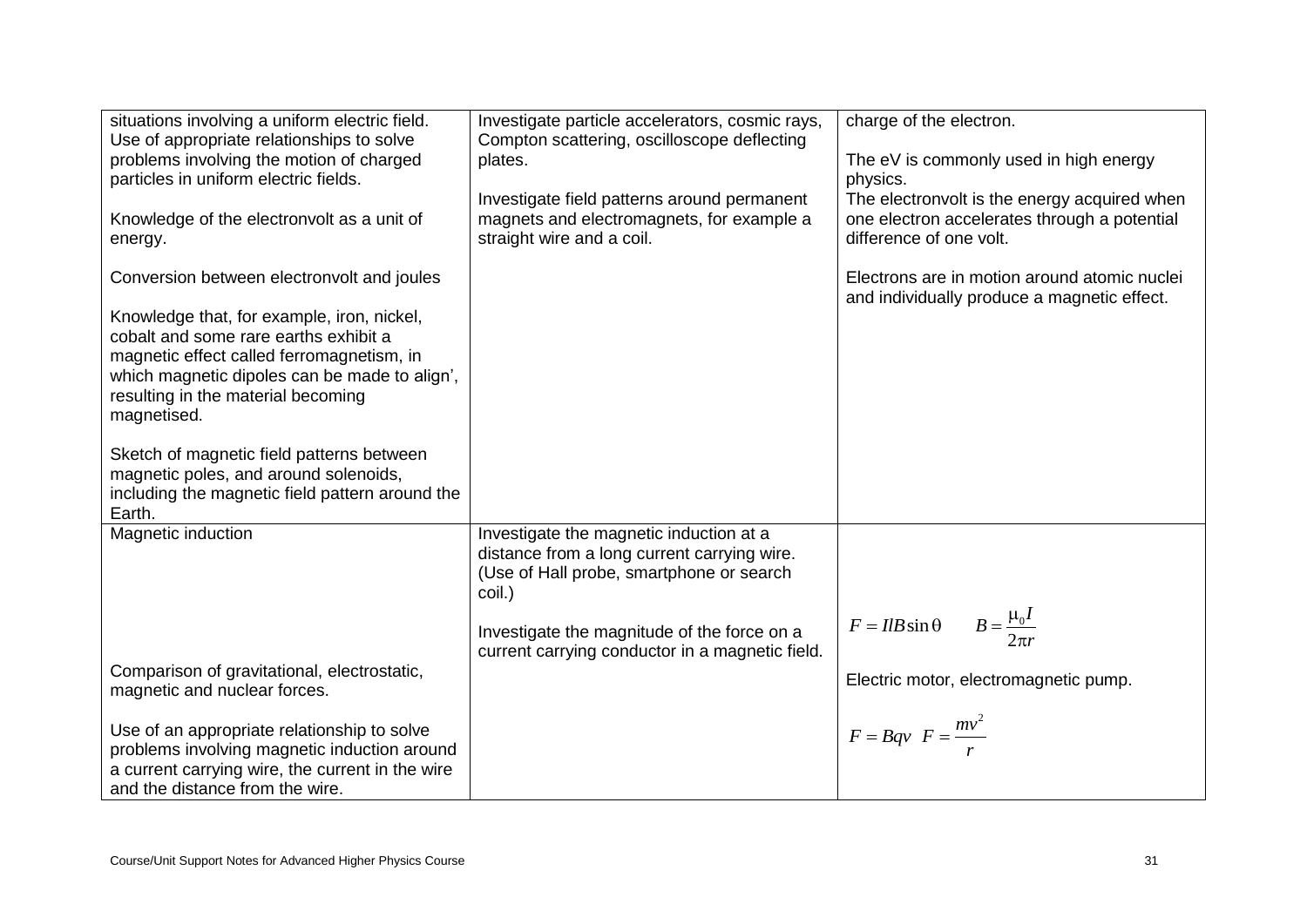| | | |
|---|---|---|
| situations involving a uniform electric field.<br>Use of appropriate relationships to solve problems involving the motion of charged particles in uniform electric fields.<br><br>Knowledge of the electronvolt as a unit of energy.<br><br>Conversion between electronvolt and joules<br><br>Knowledge that, for example, iron, nickel, cobalt and some rare earths exhibit a magnetic effect called ferromagnetism, in which magnetic dipoles can be made to align', resulting in the material becoming magnetised.<br><br>Sketch of magnetic field patterns between magnetic poles, and around solenoids, including the magnetic field pattern around the Earth. | Investigate particle accelerators, cosmic rays, Compton scattering, oscilloscope deflecting plates.<br><br>Investigate field patterns around permanent magnets and electromagnets, for example a straight wire and a coil. | charge of the electron.<br><br>The eV is commonly used in high energy physics.<br>The electronvolt is the energy acquired when one electron accelerates through a potential difference of one volt.<br><br>Electrons are in motion around atomic nuclei and individually produce a magnetic effect. |
| Magnetic induction<br><br><br><br><br><br>Comparison of gravitational, electrostatic, magnetic and nuclear forces.<br><br>Use of an appropriate relationship to solve problems involving magnetic induction around a current carrying wire, the current in the wire and the distance from the wire. | Investigate the magnetic induction at a distance from a long current carrying wire. (Use of Hall probe, smartphone or search coil.)<br><br>Investigate the magnitude of the force on a current carrying conductor in a magnetic field. | $F = IlB\sin\theta \quad B = \frac{\mu_0 I}{2\pi r}$<br><br>Electric motor, electromagnetic pump.<br><br>$F = Bqv \quad F = \frac{mv^2}{r}$ |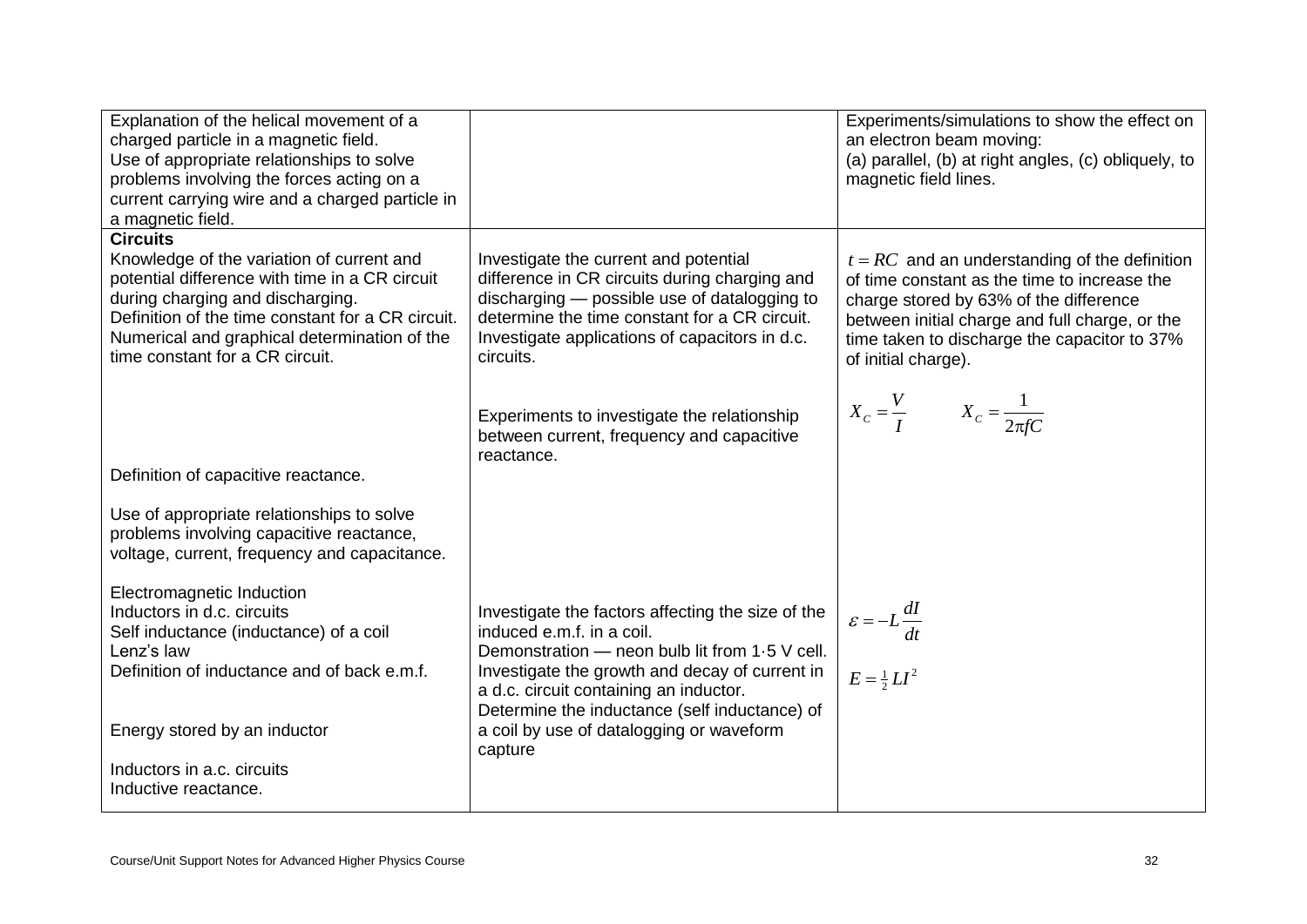| | | |
|---|---|---|
| Explanation of the helical movement of a charged particle in a magnetic field.<br>Use of appropriate relationships to solve problems involving the forces acting on a current carrying wire and a charged particle in a magnetic field. | | Experiments/simulations to show the effect on an electron beam moving:<br>(a) parallel, (b) at right angles, (c) obliquely, to magnetic field lines. |
| **Circuits**<br>Knowledge of the variation of current and potential difference with time in a CR circuit during charging and discharging.<br>Definition of the time constant for a CR circuit.<br>Numerical and graphical determination of the time constant for a CR circuit.<br><br>Definition of capacitive reactance.<br><br>Use of appropriate relationships to solve problems involving capacitive reactance, voltage, current, frequency and capacitance.<br><br>Electromagnetic Induction<br>Inductors in d.c. circuits<br>Self inductance (inductance) of a coil<br>Lenz's law<br>Definition of inductance and of back e.m.f.<br><br>Energy stored by an inductor<br><br>Inductors in a.c. circuits<br>Inductive reactance. | Investigate the current and potential difference in CR circuits during charging and discharging — possible use of datalogging to determine the time constant for a CR circuit.<br>Investigate applications of capacitors in d.c. circuits.<br><br>Experiments to investigate the relationship between current, frequency and capacitive reactance.<br><br>Investigate the factors affecting the size of the induced e.m.f. in a coil.<br>Demonstration — neon bulb lit from 1·5 V cell.<br>Investigate the growth and decay of current in a d.c. circuit containing an inductor.<br>Determine the inductance (self inductance) of a coil by use of datalogging or waveform capture | $t = RC$ and an understanding of the definition of time constant as the time to increase the charge stored by 63% of the difference between initial charge and full charge, or the time taken to discharge the capacitor to 37% of initial charge).<br><br>$X_C = \frac{V}{I}$ $\quad X_C = \frac{1}{2\pi fC}$<br><br>$\varepsilon = -L\frac{dI}{dt}$<br><br>$E = \frac{1}{2}LI^2$ |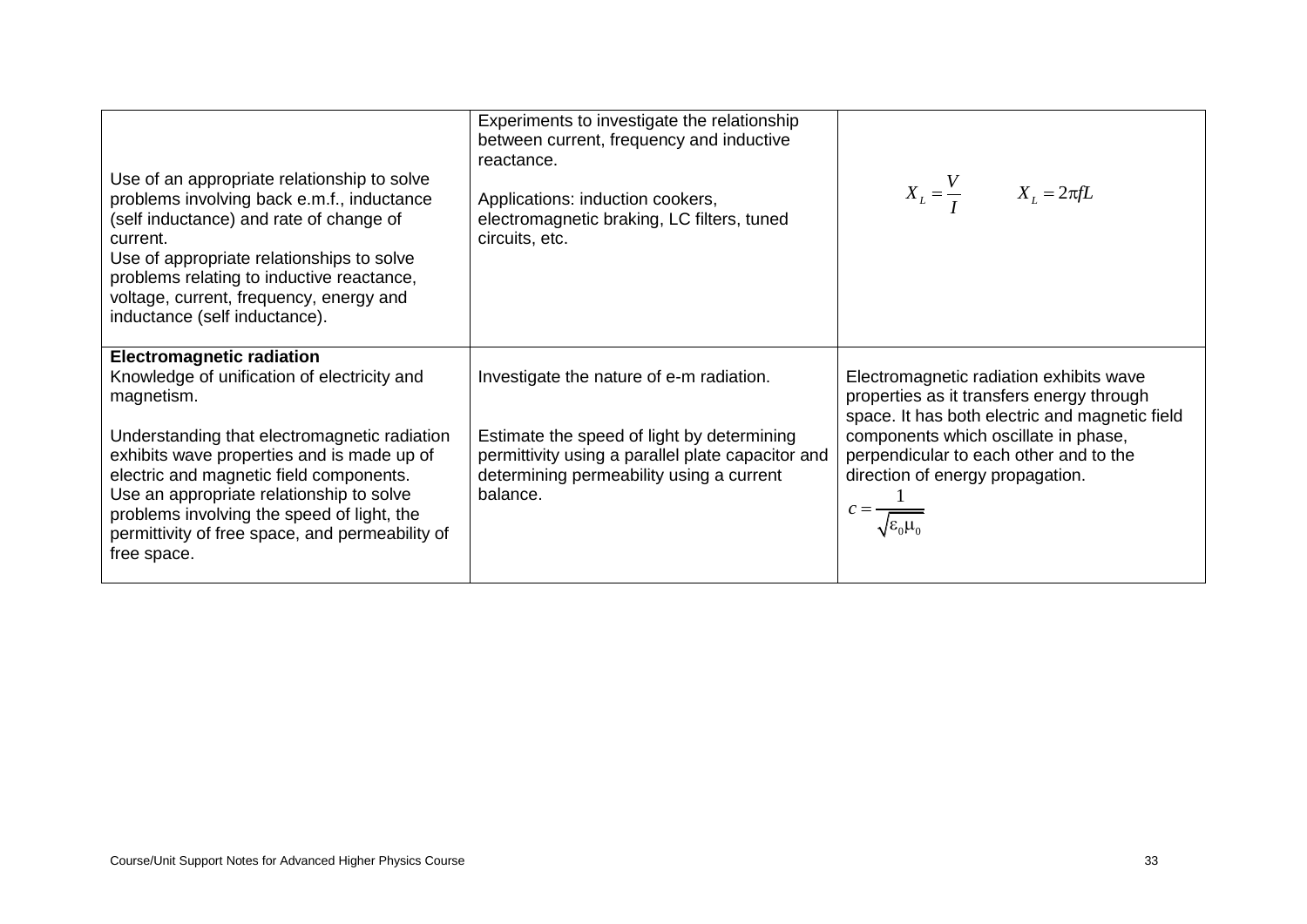| | | |
|---|---|---|
| Use of an appropriate relationship to solve problems involving back e.m.f., inductance (self inductance) and rate of change of current.<br>Use of appropriate relationships to solve problems relating to inductive reactance, voltage, current, frequency, energy and inductance (self inductance). | Experiments to investigate the relationship between current, frequency and inductive reactance.<br><br>Applications: induction cookers, electromagnetic braking, LC filters, tuned circuits, etc. | $X_L = \frac{V}{I}$ $\qquad X_L = 2\pi fL$ |
| **Electromagnetic radiation**<br>Knowledge of unification of electricity and magnetism.<br><br>Understanding that electromagnetic radiation exhibits wave properties and is made up of electric and magnetic field components.<br>Use an appropriate relationship to solve problems involving the speed of light, the permittivity of free space, and permeability of free space. | Investigate the nature of e-m radiation.<br><br>Estimate the speed of light by determining permittivity using a parallel plate capacitor and determining permeability using a current balance. | Electromagnetic radiation exhibits wave properties as it transfers energy through space. It has both electric and magnetic field components which oscillate in phase, perpendicular to each other and to the direction of energy propagation.<br>$c = \frac{1}{\sqrt{\varepsilon_0 \mu_0}}$ |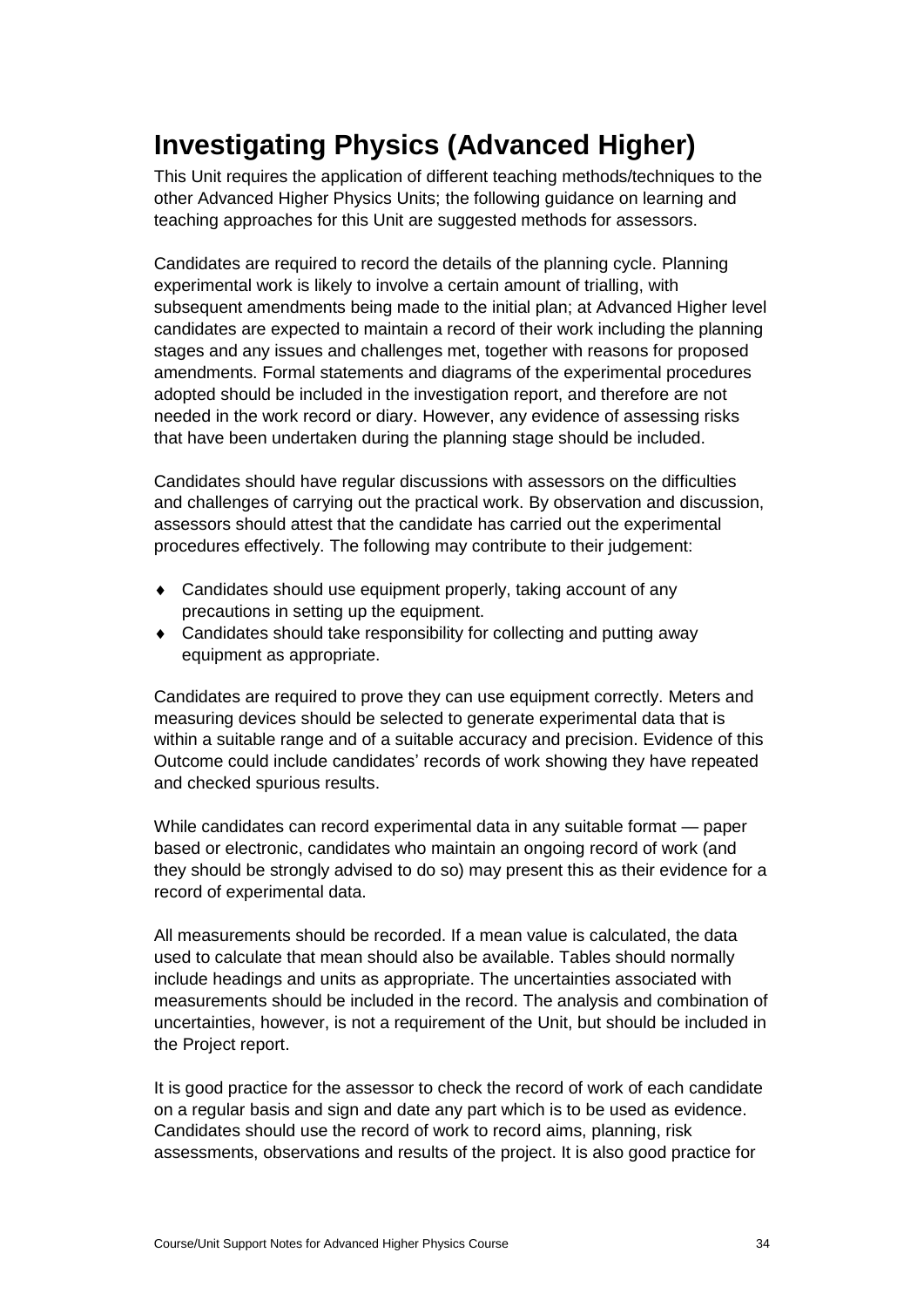# Investigating Physics (Advanced Higher)

This Unit requires the application of different teaching methods/techniques to the other Advanced Higher Physics Units; the following guidance on learning and teaching approaches for this Unit are suggested methods for assessors.

Candidates are required to record the details of the planning cycle. Planning experimental work is likely to involve a certain amount of trialling, with subsequent amendments being made to the initial plan; at Advanced Higher level candidates are expected to maintain a record of their work including the planning stages and any issues and challenges met, together with reasons for proposed amendments. Formal statements and diagrams of the experimental procedures adopted should be included in the investigation report, and therefore are not needed in the work record or diary. However, any evidence of assessing risks that have been undertaken during the planning stage should be included.

Candidates should have regular discussions with assessors on the difficulties and challenges of carrying out the practical work. By observation and discussion, assessors should attest that the candidate has carried out the experimental procedures effectively. The following may contribute to their judgement:

- Candidates should use equipment properly, taking account of any precautions in setting up the equipment.
- Candidates should take responsibility for collecting and putting away equipment as appropriate.

Candidates are required to prove they can use equipment correctly. Meters and measuring devices should be selected to generate experimental data that is within a suitable range and of a suitable accuracy and precision. Evidence of this Outcome could include candidates' records of work showing they have repeated and checked spurious results.

While candidates can record experimental data in any suitable format — paper based or electronic, candidates who maintain an ongoing record of work (and they should be strongly advised to do so) may present this as their evidence for a record of experimental data.

All measurements should be recorded. If a mean value is calculated, the data used to calculate that mean should also be available. Tables should normally include headings and units as appropriate. The uncertainties associated with measurements should be included in the record. The analysis and combination of uncertainties, however, is not a requirement of the Unit, but should be included in the Project report.

It is good practice for the assessor to check the record of work of each candidate on a regular basis and sign and date any part which is to be used as evidence. Candidates should use the record of work to record aims, planning, risk assessments, observations and results of the project. It is also good practice for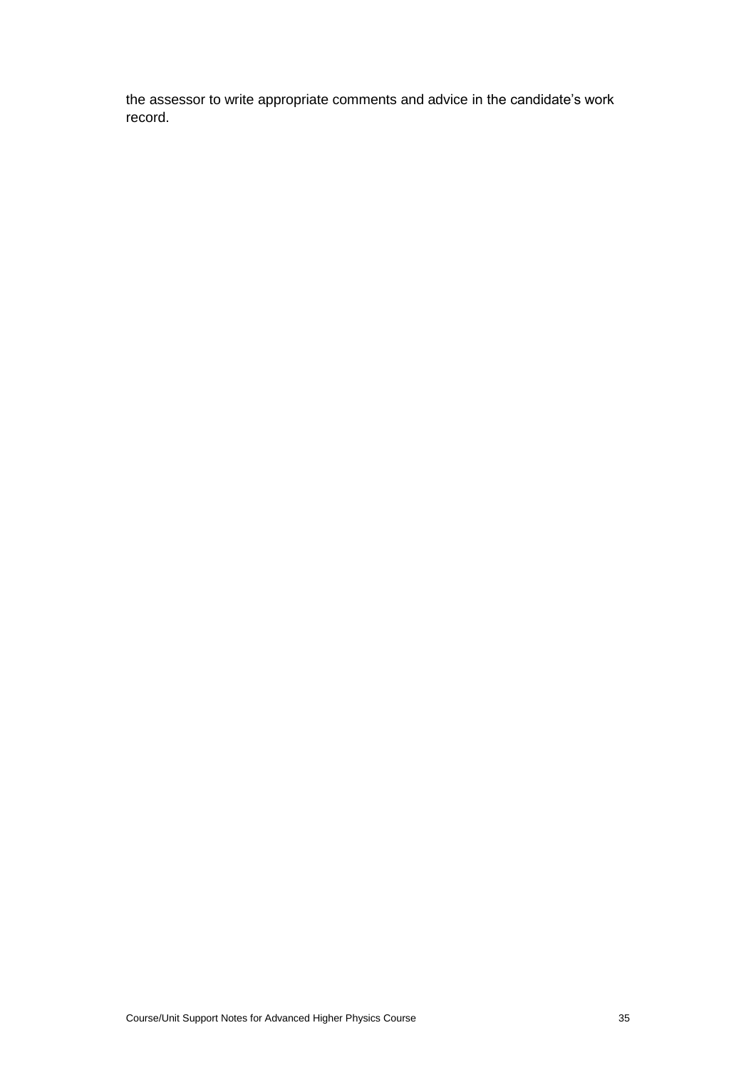the assessor to write appropriate comments and advice in the candidate's work record.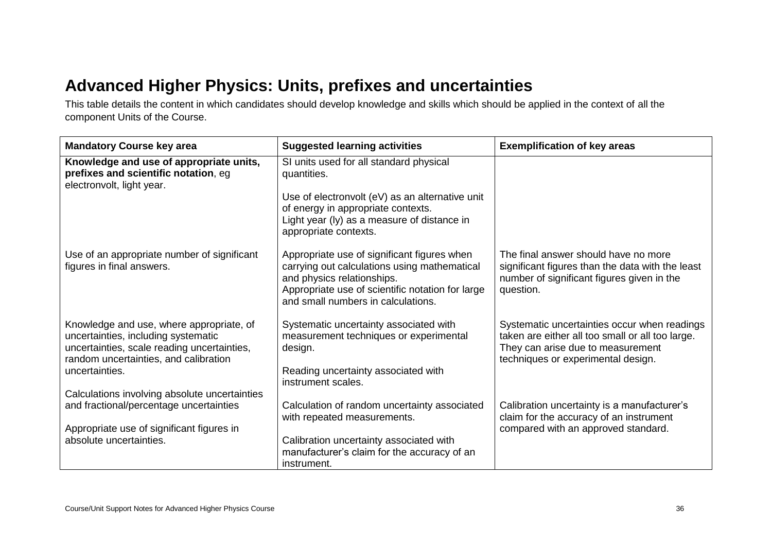# Advanced Higher Physics: Units, prefixes and uncertainties

This table details the content in which candidates should develop knowledge and skills which should be applied in the context of all the component Units of the Course.

| Mandatory Course key area | Suggested learning activities | Exemplification of key areas |
|---|---|---|
| **Knowledge and use of appropriate units, prefixes and scientific notation**, eg electronvolt, light year. | SI units used for all standard physical quantities.<br><br>Use of electronvolt (eV) as an alternative unit of energy in appropriate contexts.<br>Light year (ly) as a measure of distance in appropriate contexts. | |
| Use of an appropriate number of significant figures in final answers. | Appropriate use of significant figures when carrying out calculations using mathematical and physics relationships.<br>Appropriate use of scientific notation for large and small numbers in calculations. | The final answer should have no more significant figures than the data with the least number of significant figures given in the question. |
| Knowledge and use, where appropriate, of uncertainties, including systematic uncertainties, scale reading uncertainties, random uncertainties, and calibration uncertainties.<br><br>Calculations involving absolute uncertainties and fractional/percentage uncertainties<br><br>Appropriate use of significant figures in absolute uncertainties. | Systematic uncertainty associated with measurement techniques or experimental design.<br><br>Reading uncertainty associated with instrument scales.<br><br>Calculation of random uncertainty associated with repeated measurements.<br><br>Calibration uncertainty associated with manufacturer's claim for the accuracy of an instrument. | Systematic uncertainties occur when readings taken are either all too small or all too large. They can arise due to measurement techniques or experimental design.<br><br>Calibration uncertainty is a manufacturer's claim for the accuracy of an instrument compared with an approved standard. |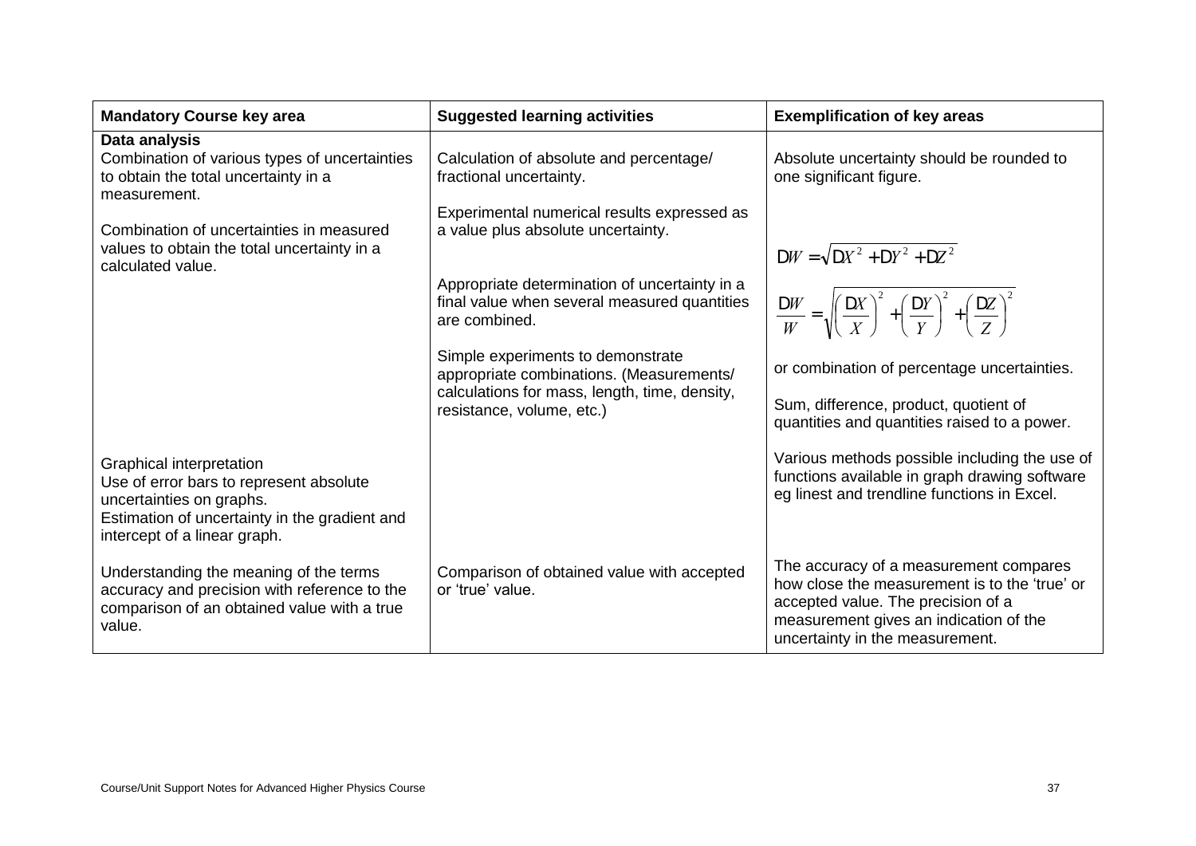| Mandatory Course key area | Suggested learning activities | Exemplification of key areas |
|---|---|---|
| **Data analysis**<br>Combination of various types of uncertainties to obtain the total uncertainty in a measurement.<br><br>Combination of uncertainties in measured values to obtain the total uncertainty in a calculated value. | Calculation of absolute and percentage/fractional uncertainty.<br><br>Experimental numerical results expressed as a value plus absolute uncertainty.<br><br>Appropriate determination of uncertainty in a final value when several measured quantities are combined.<br><br>Simple experiments to demonstrate appropriate combinations. (Measurements/calculations for mass, length, time, density, resistance, volume, etc.) | Absolute uncertainty should be rounded to one significant figure.<br><br>$\Delta W = \sqrt{\Delta X^2 + \Delta Y^2 + \Delta Z^2}$<br><br>$\frac{\Delta W}{W} = \sqrt{\left(\frac{\Delta X}{X}\right)^2 + \left(\frac{\Delta Y}{Y}\right)^2 + \left(\frac{\Delta Z}{Z}\right)^2}$<br><br>or combination of percentage uncertainties.<br><br>Sum, difference, product, quotient of quantities and quantities raised to a power. |
| Graphical interpretation<br>Use of error bars to represent absolute uncertainties on graphs.<br>Estimation of uncertainty in the gradient and intercept of a linear graph. | | Various methods possible including the use of functions available in graph drawing software eg linest and trendline functions in Excel. |
| Understanding the meaning of the terms accuracy and precision with reference to the comparison of an obtained value with a true value. | Comparison of obtained value with accepted or 'true' value. | The accuracy of a measurement compares how close the measurement is to the 'true' or accepted value. The precision of a measurement gives an indication of the uncertainty in the measurement. |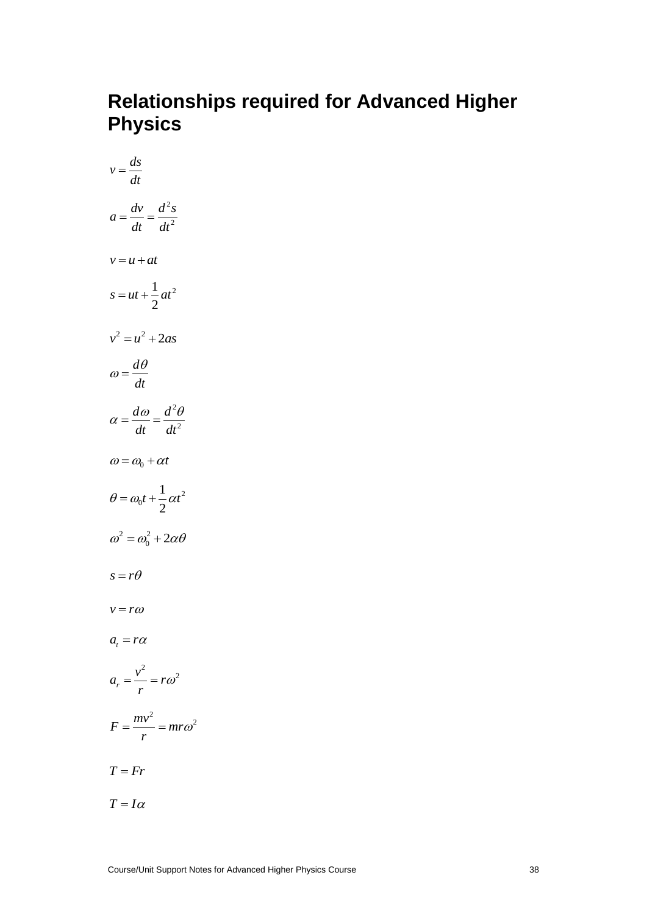# Relationships required for Advanced Higher Physics

$$v = \frac{ds}{dt}$$

$$a = \frac{dv}{dt} = \frac{d^2s}{dt^2}$$

$$v = u + at$$

$$s = ut + \frac{1}{2}at^2$$

$$v^2 = u^2 + 2as$$

$$\omega = \frac{d\theta}{dt}$$

$$\alpha = \frac{d\omega}{dt} = \frac{d^2\theta}{dt^2}$$

$$\omega = \omega_0 + \alpha t$$

$$\theta = \omega_0 t + \frac{1}{2}\alpha t^2$$

$$\omega^2 = \omega_0^2 + 2\alpha\theta$$

$$s = r\theta$$

$$v = r\omega$$

$$a_t = r\alpha$$

$$a_r = \frac{v^2}{r} = r\omega^2$$

$$F = \frac{mv^2}{r} = mr\omega^2$$

$$T = Fr$$

$$T = I\alpha$$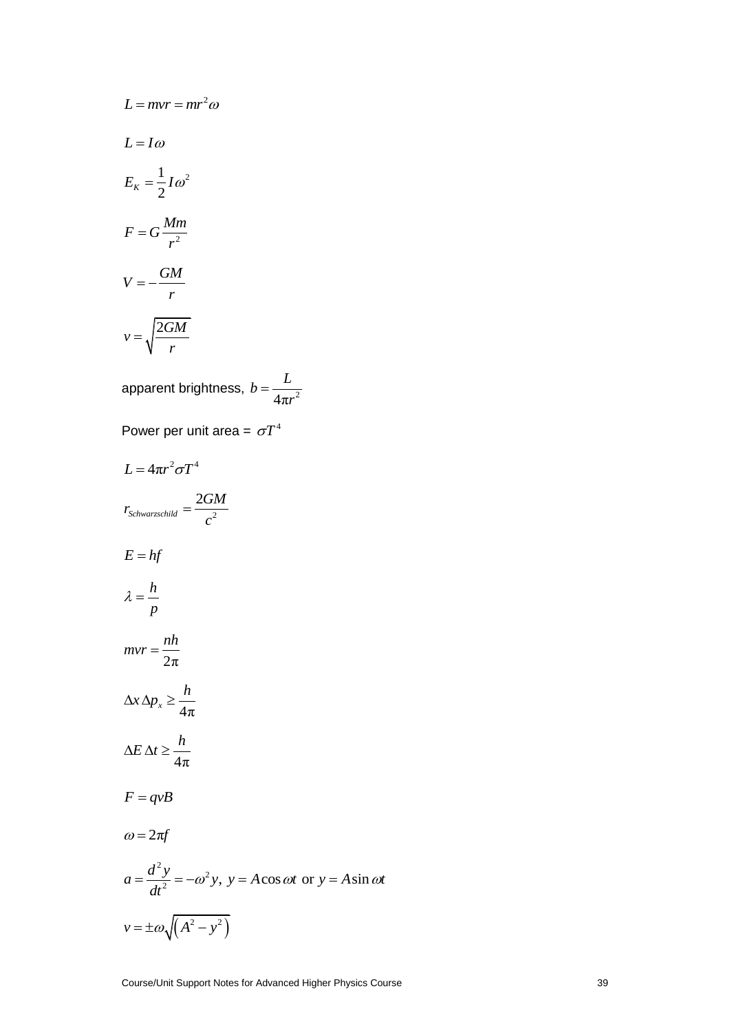$$L = mvr = mr^2\omega$$

$$L = I\omega$$

$$E_K = \frac{1}{2}I\omega^2$$

$$F = G\frac{Mm}{r^2}$$

$$V = -\frac{GM}{r}$$

$$v = \sqrt{\frac{2GM}{r}}$$

apparent brightness, $b = \dfrac{L}{4\pi r^2}$

Power per unit area = $\sigma T^4$

$$L = 4\pi r^2 \sigma T^4$$

$$r_{Schwarzschild} = \frac{2GM}{c^2}$$

$$E = hf$$

$$\lambda = \frac{h}{p}$$

$$mvr = \frac{nh}{2\pi}$$

$$\Delta x \, \Delta p_x \geq \frac{h}{4\pi}$$

$$\Delta E \, \Delta t \geq \frac{h}{4\pi}$$

$$F = qvB$$

$$\omega = 2\pi f$$

$$a = \frac{d^2y}{dt^2} = -\omega^2 y, \; y = A\cos\omega t \text{ or } y = A\sin\omega t$$

$$v = \pm\omega\sqrt{\left(A^2 - y^2\right)}$$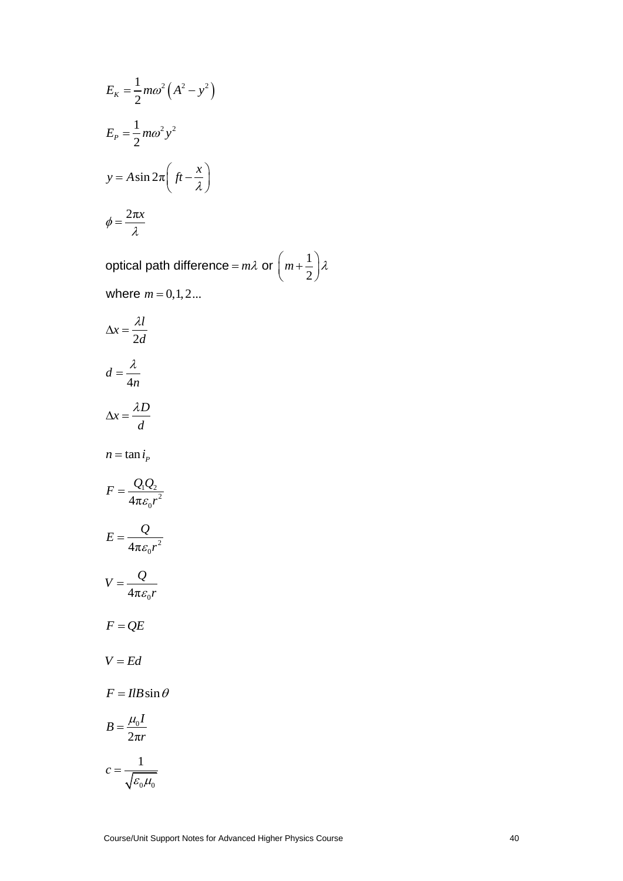$$E_K = \frac{1}{2}m\omega^2\left(A^2 - y^2\right)$$

$$E_P = \frac{1}{2}m\omega^2 y^2$$

$$y = A\sin 2\pi\left(ft - \frac{x}{\lambda}\right)$$

$$\phi = \frac{2\pi x}{\lambda}$$

optical path difference $= m\lambda$ or $\left(m + \frac{1}{2}\right)\lambda$

where $m = 0, 1, 2 \ldots$

$$\Delta x = \frac{\lambda l}{2d}$$

$$d = \frac{\lambda}{4n}$$

$$\Delta x = \frac{\lambda D}{d}$$

$$n = \tan i_P$$

$$F = \frac{Q_1 Q_2}{4\pi\varepsilon_0 r^2}$$

$$E = \frac{Q}{4\pi\varepsilon_0 r^2}$$

$$V = \frac{Q}{4\pi\varepsilon_0 r}$$

$$F = QE$$

$$V = Ed$$

$$F = IlB\sin\theta$$

$$B = \frac{\mu_0 I}{2\pi r}$$

$$c = \frac{1}{\sqrt{\varepsilon_0 \mu_0}}$$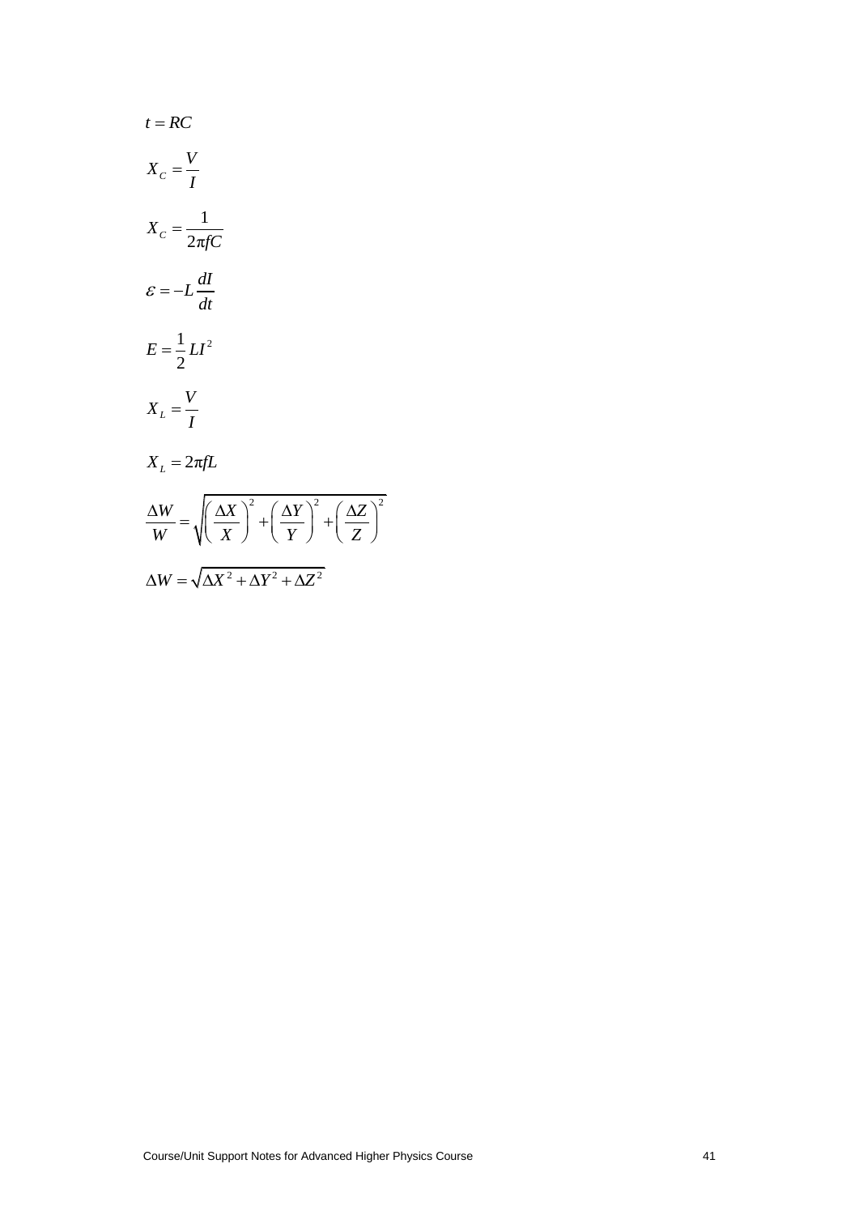$$t = RC$$

$$X_C = \frac{V}{I}$$

$$X_C = \frac{1}{2\pi f C}$$

$$\varepsilon = -L\frac{dI}{dt}$$

$$E = \frac{1}{2}LI^2$$

$$X_L = \frac{V}{I}$$

$$X_L = 2\pi f L$$

$$\frac{\Delta W}{W} = \sqrt{\left(\frac{\Delta X}{X}\right)^2 + \left(\frac{\Delta Y}{Y}\right)^2 + \left(\frac{\Delta Z}{Z}\right)^2}$$

$$\Delta W = \sqrt{\Delta X^2 + \Delta Y^2 + \Delta Z^2}$$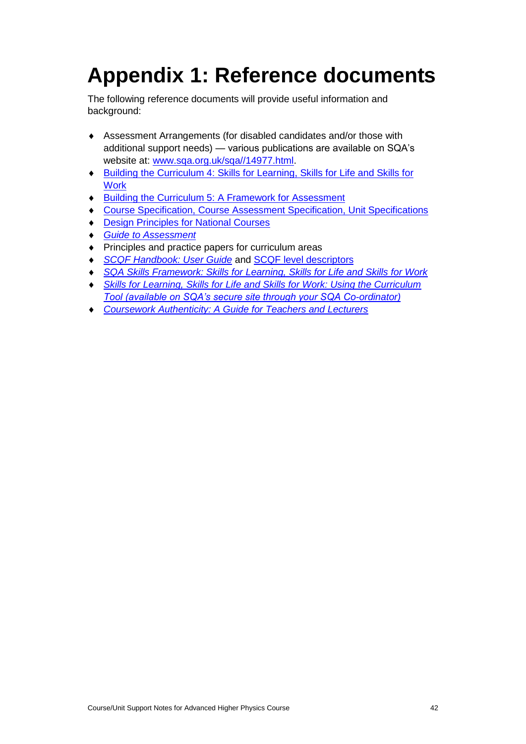# Appendix 1: Reference documents

The following reference documents will provide useful information and background:

- Assessment Arrangements (for disabled candidates and/or those with additional support needs) — various publications are available on SQA's website at: www.sqa.org.uk/sqa//14977.html.
- Building the Curriculum 4: Skills for Learning, Skills for Life and Skills for Work
- Building the Curriculum 5: A Framework for Assessment
- Course Specification, Course Assessment Specification, Unit Specifications
- Design Principles for National Courses
- *Guide to Assessment*
- Principles and practice papers for curriculum areas
- *SCQF Handbook: User Guide* and SCQF level descriptors
- *SQA Skills Framework: Skills for Learning, Skills for Life and Skills for Work*
- *Skills for Learning, Skills for Life and Skills for Work: Using the Curriculum Tool (available on SQA's secure site through your SQA Co-ordinator)*
- *Coursework Authenticity: A Guide for Teachers and Lecturers*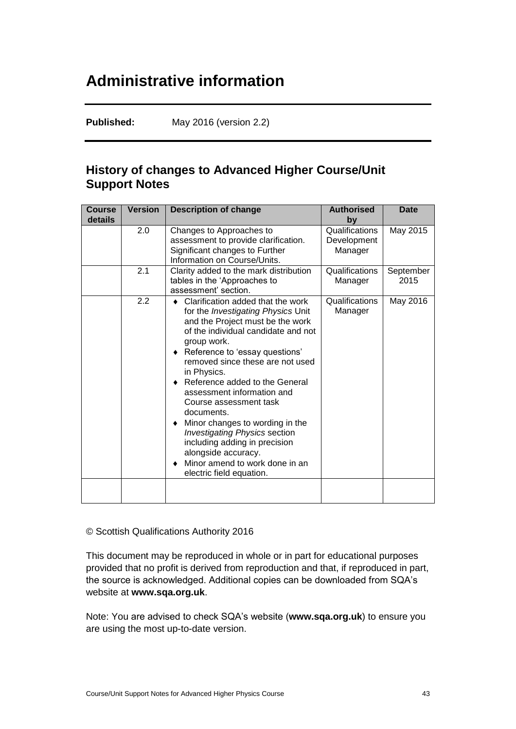# Administrative information

**Published:** May 2016 (version 2.2)

## History of changes to Advanced Higher Course/Unit Support Notes

| Course details | Version | Description of change | Authorised by | Date |
|---|---|---|---|---|
| | 2.0 | Changes to Approaches to assessment to provide clarification. Significant changes to Further Information on Course/Units. | Qualifications Development Manager | May 2015 |
| | 2.1 | Clarity added to the mark distribution tables in the 'Approaches to assessment' section. | Qualifications Manager | September 2015 |
| | 2.2 | ♦ Clarification added that the work for the *Investigating Physics* Unit and the Project must be the work of the individual candidate and not group work.<br>♦ Reference to 'essay questions' removed since these are not used in Physics.<br>♦ Reference added to the General assessment information and Course assessment task documents.<br>♦ Minor changes to wording in the *Investigating Physics* section including adding in precision alongside accuracy.<br>♦ Minor amend to work done in an electric field equation. | Qualifications Manager | May 2016 |
| | | | | |

© Scottish Qualifications Authority 2016

This document may be reproduced in whole or in part for educational purposes provided that no profit is derived from reproduction and that, if reproduced in part, the source is acknowledged. Additional copies can be downloaded from SQA's website at **www.sqa.org.uk**.

Note: You are advised to check SQA's website (**www.sqa.org.uk**) to ensure you are using the most up-to-date version.